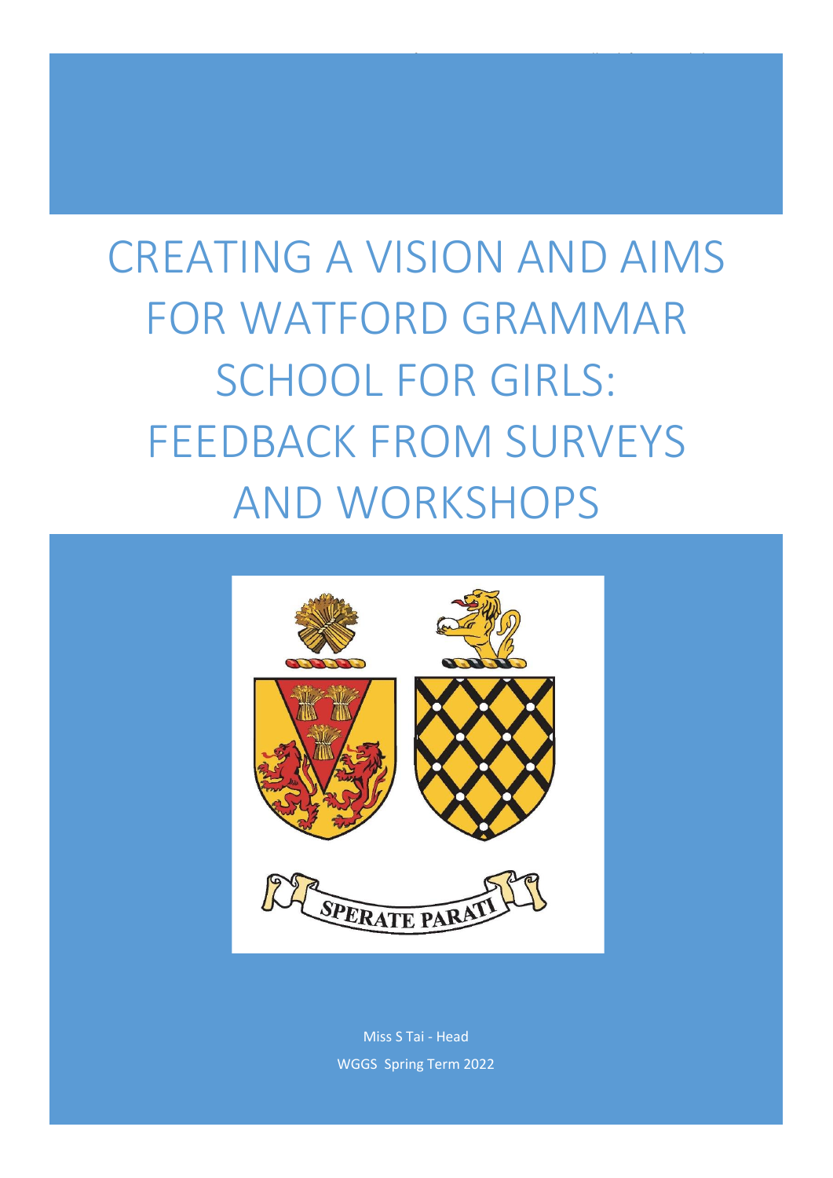# CREATING A VISION AND AIMS FOR WATFORD GRAMMAR SCHOOL FOR GIRLS: FEEDBACK FROM SURVEYS AND WORKSHOPS

SPERATE PARATI

Miss S Tai - Head

WGGS Spring Term 2022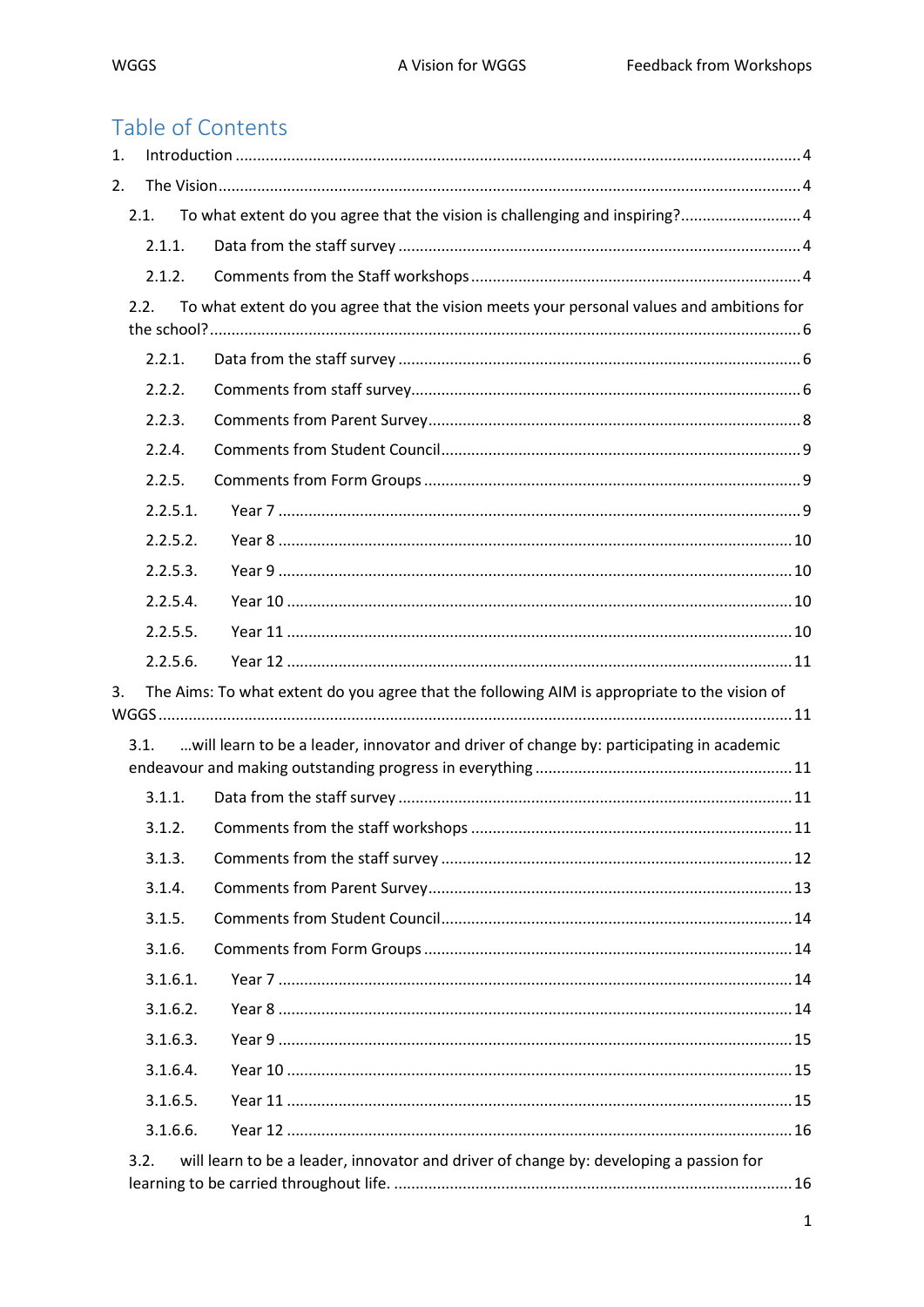# Table of Contents

1. Introduction .......... 4
2. The Vision .......... 4
   - 2.1. To what extent do you agree that the vision is challenging and inspiring? .......... 4
     - 2.1.1. Data from the staff survey .......... 4
     - 2.1.2. Comments from the Staff workshops .......... 4
   - 2.2. To what extent do you agree that the vision meets your personal values and ambitions for the school? .......... 6
     - 2.2.1. Data from the staff survey .......... 6
     - 2.2.2. Comments from staff survey .......... 6
     - 2.2.3. Comments from Parent Survey .......... 8
     - 2.2.4. Comments from Student Council .......... 9
     - 2.2.5. Comments from Form Groups .......... 9
       - 2.2.5.1. Year 7 .......... 9
       - 2.2.5.2. Year 8 .......... 10
       - 2.2.5.3. Year 9 .......... 10
       - 2.2.5.4. Year 10 .......... 10
       - 2.2.5.5. Year 11 .......... 10
       - 2.2.5.6. Year 12 .......... 11
3. The Aims: To what extent do you agree that the following AIM is appropriate to the vision of WGGS .......... 11
   - 3.1. …will learn to be a leader, innovator and driver of change by: participating in academic endeavour and making outstanding progress in everything .......... 11
     - 3.1.1. Data from the staff survey .......... 11
     - 3.1.2. Comments from the staff workshops .......... 11
     - 3.1.3. Comments from the staff survey .......... 12
     - 3.1.4. Comments from Parent Survey .......... 13
     - 3.1.5. Comments from Student Council .......... 14
     - 3.1.6. Comments from Form Groups .......... 14
       - 3.1.6.1. Year 7 .......... 14
       - 3.1.6.2. Year 8 .......... 14
       - 3.1.6.3. Year 9 .......... 15
       - 3.1.6.4. Year 10 .......... 15
       - 3.1.6.5. Year 11 .......... 15
       - 3.1.6.6. Year 12 .......... 16
   - 3.2. will learn to be a leader, innovator and driver of change by: developing a passion for learning to be carried throughout life. .......... 16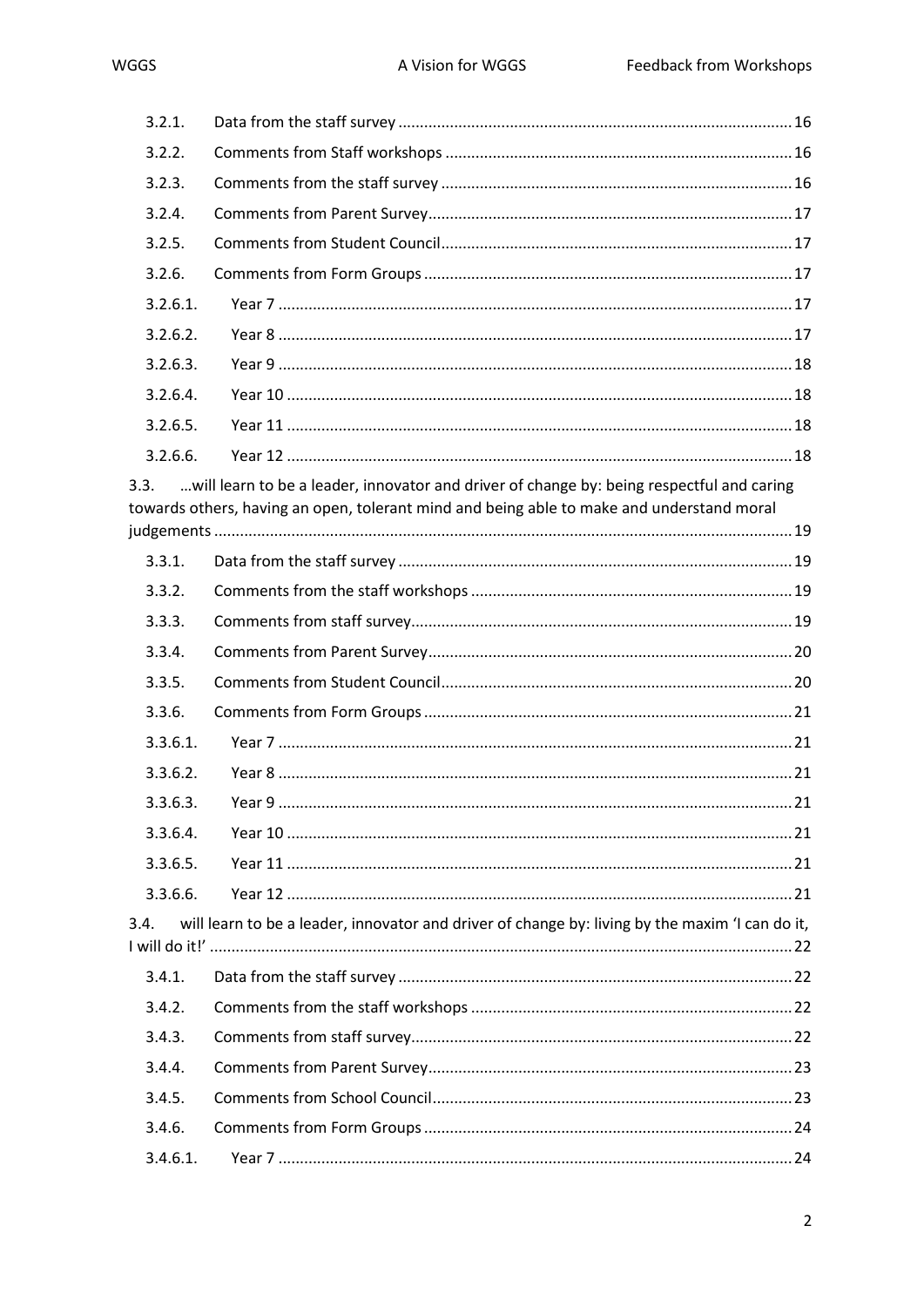3.2.1. Data from the staff survey ..... 16
3.2.2. Comments from Staff workshops ..... 16
3.2.3. Comments from the staff survey ..... 16
3.2.4. Comments from Parent Survey ..... 17
3.2.5. Comments from Student Council ..... 17
3.2.6. Comments from Form Groups ..... 17
3.2.6.1. Year 7 ..... 17
3.2.6.2. Year 8 ..... 17
3.2.6.3. Year 9 ..... 18
3.2.6.4. Year 10 ..... 18
3.2.6.5. Year 11 ..... 18
3.2.6.6. Year 12 ..... 18

3.3. …will learn to be a leader, innovator and driver of change by: being respectful and caring towards others, having an open, tolerant mind and being able to make and understand moral judgements ..... 19
3.3.1. Data from the staff survey ..... 19
3.3.2. Comments from the staff workshops ..... 19
3.3.3. Comments from staff survey ..... 19
3.3.4. Comments from Parent Survey ..... 20
3.3.5. Comments from Student Council ..... 20
3.3.6. Comments from Form Groups ..... 21
3.3.6.1. Year 7 ..... 21
3.3.6.2. Year 8 ..... 21
3.3.6.3. Year 9 ..... 21
3.3.6.4. Year 10 ..... 21
3.3.6.5. Year 11 ..... 21
3.3.6.6. Year 12 ..... 21

3.4. will learn to be a leader, innovator and driver of change by: living by the maxim 'I can do it, I will do it!' ..... 22
3.4.1. Data from the staff survey ..... 22
3.4.2. Comments from the staff workshops ..... 22
3.4.3. Comments from staff survey ..... 22
3.4.4. Comments from Parent Survey ..... 23
3.4.5. Comments from School Council ..... 23
3.4.6. Comments from Form Groups ..... 24
3.4.6.1. Year 7 ..... 24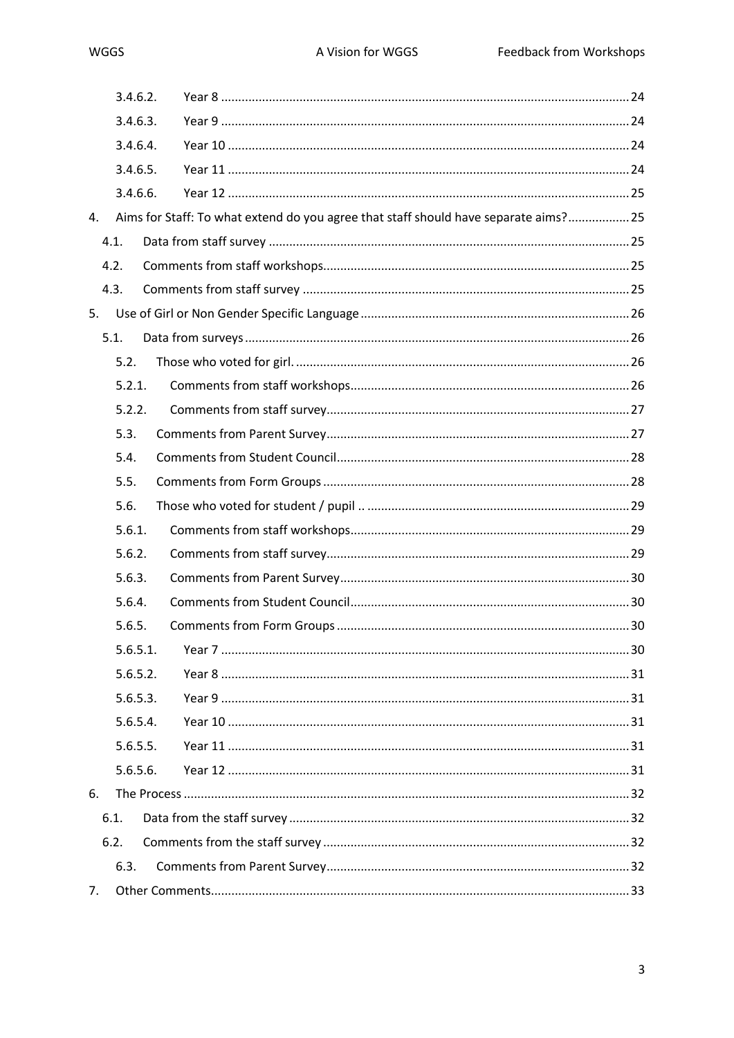3.4.6.2. Year 8 .......... 24

3.4.6.3. Year 9 .......... 24

3.4.6.4. Year 10 .......... 24

3.4.6.5. Year 11 .......... 24

3.4.6.6. Year 12 .......... 25

4. Aims for Staff: To what extend do you agree that staff should have separate aims? .......... 25

4.1. Data from staff survey .......... 25

4.2. Comments from staff workshops .......... 25

4.3. Comments from staff survey .......... 25

5. Use of Girl or Non Gender Specific Language .......... 26

5.1. Data from surveys .......... 26

5.2. Those who voted for girl. .......... 26

5.2.1. Comments from staff workshops .......... 26

5.2.2. Comments from staff survey .......... 27

5.3. Comments from Parent Survey .......... 27

5.4. Comments from Student Council .......... 28

5.5. Comments from Form Groups .......... 28

5.6. Those who voted for student / pupil .. .......... 29

5.6.1. Comments from staff workshops .......... 29

5.6.2. Comments from staff survey .......... 29

5.6.3. Comments from Parent Survey .......... 30

5.6.4. Comments from Student Council .......... 30

5.6.5. Comments from Form Groups .......... 30

5.6.5.1. Year 7 .......... 30

5.6.5.2. Year 8 .......... 31

5.6.5.3. Year 9 .......... 31

5.6.5.4. Year 10 .......... 31

5.6.5.5. Year 11 .......... 31

5.6.5.6. Year 12 .......... 31

6. The Process .......... 32

6.1. Data from the staff survey .......... 32

6.2. Comments from the staff survey .......... 32

6.3. Comments from Parent Survey .......... 32

7. Other Comments .......... 33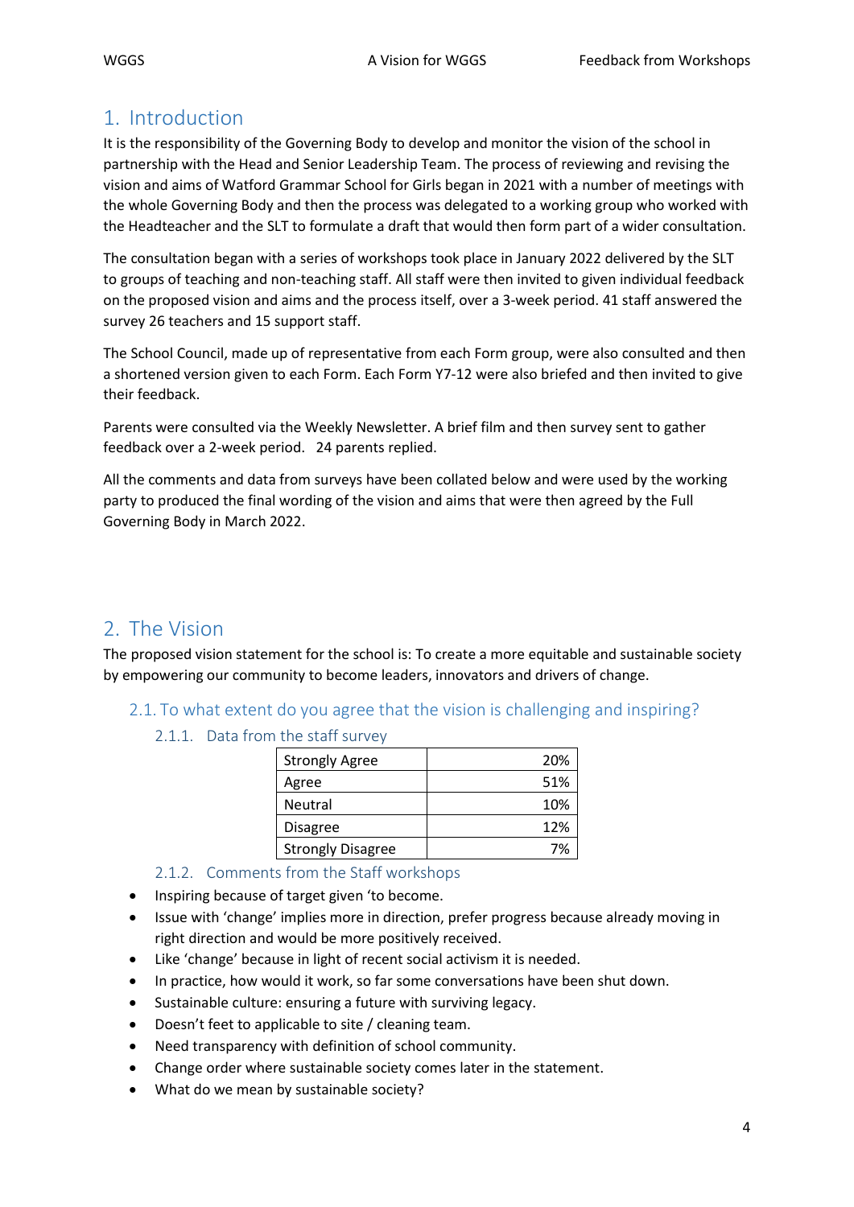# 1. Introduction

It is the responsibility of the Governing Body to develop and monitor the vision of the school in partnership with the Head and Senior Leadership Team. The process of reviewing and revising the vision and aims of Watford Grammar School for Girls began in 2021 with a number of meetings with the whole Governing Body and then the process was delegated to a working group who worked with the Headteacher and the SLT to formulate a draft that would then form part of a wider consultation.

The consultation began with a series of workshops took place in January 2022 delivered by the SLT to groups of teaching and non-teaching staff. All staff were then invited to given individual feedback on the proposed vision and aims and the process itself, over a 3-week period. 41 staff answered the survey 26 teachers and 15 support staff.

The School Council, made up of representative from each Form group, were also consulted and then a shortened version given to each Form. Each Form Y7-12 were also briefed and then invited to give their feedback.

Parents were consulted via the Weekly Newsletter. A brief film and then survey sent to gather feedback over a 2-week period. 24 parents replied.

All the comments and data from surveys have been collated below and were used by the working party to produced the final wording of the vision and aims that were then agreed by the Full Governing Body in March 2022.

# 2. The Vision

The proposed vision statement for the school is: To create a more equitable and sustainable society by empowering our community to become leaders, innovators and drivers of change.

## 2.1. To what extent do you agree that the vision is challenging and inspiring?

### 2.1.1. Data from the staff survey

| Strongly Agree | 20% |
|---|---|
| Agree | 51% |
| Neutral | 10% |
| Disagree | 12% |
| Strongly Disagree | 7% |

### 2.1.2. Comments from the Staff workshops

- Inspiring because of target given 'to become.
- Issue with 'change' implies more in direction, prefer progress because already moving in right direction and would be more positively received.
- Like 'change' because in light of recent social activism it is needed.
- In practice, how would it work, so far some conversations have been shut down.
- Sustainable culture: ensuring a future with surviving legacy.
- Doesn't feet to applicable to site / cleaning team.
- Need transparency with definition of school community.
- Change order where sustainable society comes later in the statement.
- What do we mean by sustainable society?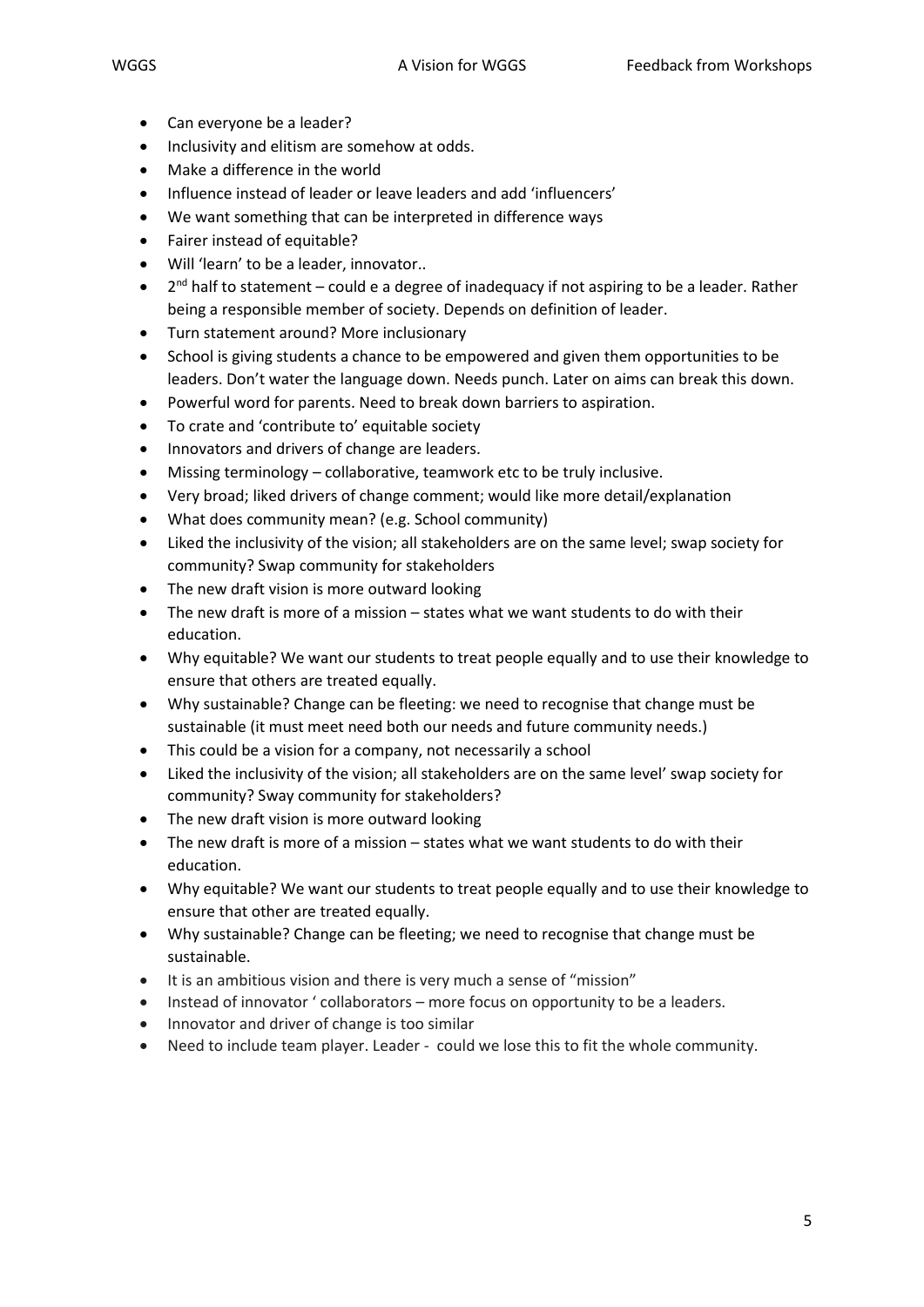- Can everyone be a leader?
- Inclusivity and elitism are somehow at odds.
- Make a difference in the world
- Influence instead of leader or leave leaders and add 'influencers'
- We want something that can be interpreted in difference ways
- Fairer instead of equitable?
- Will 'learn' to be a leader, innovator..
- 2nd half to statement – could e a degree of inadequacy if not aspiring to be a leader. Rather being a responsible member of society. Depends on definition of leader.
- Turn statement around? More inclusionary
- School is giving students a chance to be empowered and given them opportunities to be leaders. Don't water the language down. Needs punch. Later on aims can break this down.
- Powerful word for parents. Need to break down barriers to aspiration.
- To crate and 'contribute to' equitable society
- Innovators and drivers of change are leaders.
- Missing terminology – collaborative, teamwork etc to be truly inclusive.
- Very broad; liked drivers of change comment; would like more detail/explanation
- What does community mean? (e.g. School community)
- Liked the inclusivity of the vision; all stakeholders are on the same level; swap society for community? Swap community for stakeholders
- The new draft vision is more outward looking
- The new draft is more of a mission – states what we want students to do with their education.
- Why equitable? We want our students to treat people equally and to use their knowledge to ensure that others are treated equally.
- Why sustainable? Change can be fleeting: we need to recognise that change must be sustainable (it must meet need both our needs and future community needs.)
- This could be a vision for a company, not necessarily a school
- Liked the inclusivity of the vision; all stakeholders are on the same level' swap society for community? Sway community for stakeholders?
- The new draft vision is more outward looking
- The new draft is more of a mission – states what we want students to do with their education.
- Why equitable? We want our students to treat people equally and to use their knowledge to ensure that other are treated equally.
- Why sustainable? Change can be fleeting; we need to recognise that change must be sustainable.
- It is an ambitious vision and there is very much a sense of "mission"
- Instead of innovator ' collaborators – more focus on opportunity to be a leaders.
- Innovator and driver of change is too similar
- Need to include team player. Leader - could we lose this to fit the whole community.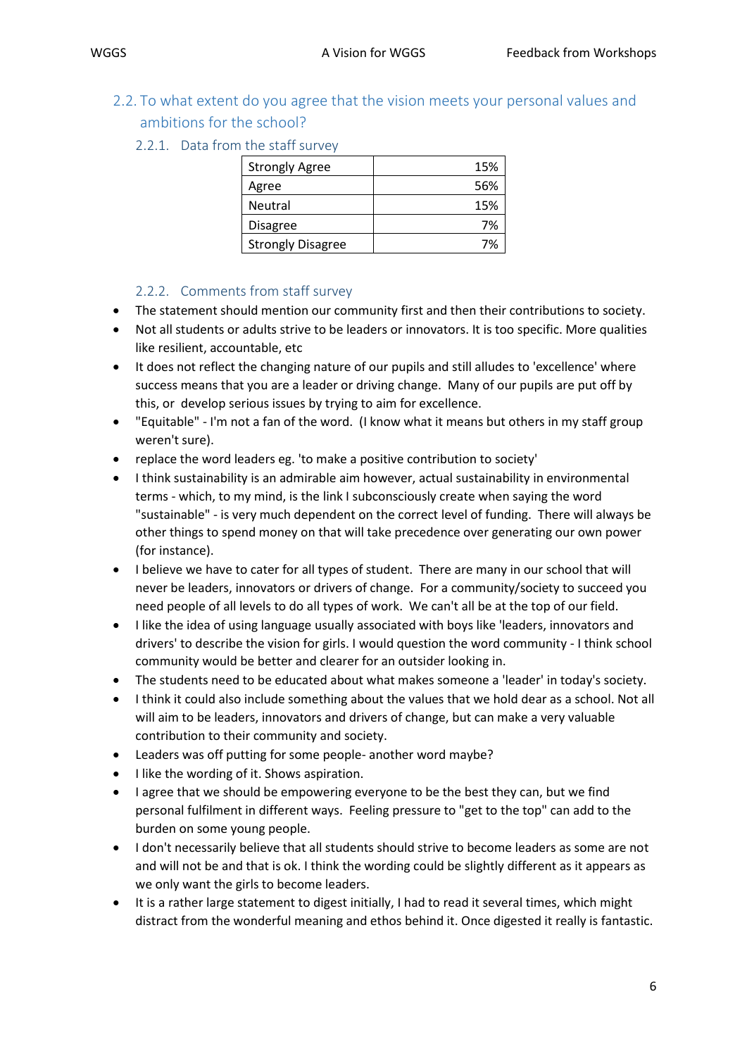## 2.2. To what extent do you agree that the vision meets your personal values and ambitions for the school?

### 2.2.1. Data from the staff survey

| | |
|---|---:|
| Strongly Agree | 15% |
| Agree | 56% |
| Neutral | 15% |
| Disagree | 7% |
| Strongly Disagree | 7% |

### 2.2.2. Comments from staff survey

- The statement should mention our community first and then their contributions to society.
- Not all students or adults strive to be leaders or innovators. It is too specific. More qualities like resilient, accountable, etc
- It does not reflect the changing nature of our pupils and still alludes to 'excellence' where success means that you are a leader or driving change. Many of our pupils are put off by this, or develop serious issues by trying to aim for excellence.
- "Equitable" - I'm not a fan of the word. (I know what it means but others in my staff group weren't sure).
- replace the word leaders eg. 'to make a positive contribution to society'
- I think sustainability is an admirable aim however, actual sustainability in environmental terms - which, to my mind, is the link I subconsciously create when saying the word "sustainable" - is very much dependent on the correct level of funding. There will always be other things to spend money on that will take precedence over generating our own power (for instance).
- I believe we have to cater for all types of student. There are many in our school that will never be leaders, innovators or drivers of change. For a community/society to succeed you need people of all levels to do all types of work. We can't all be at the top of our field.
- I like the idea of using language usually associated with boys like 'leaders, innovators and drivers' to describe the vision for girls. I would question the word community - I think school community would be better and clearer for an outsider looking in.
- The students need to be educated about what makes someone a 'leader' in today's society.
- I think it could also include something about the values that we hold dear as a school. Not all will aim to be leaders, innovators and drivers of change, but can make a very valuable contribution to their community and society.
- Leaders was off putting for some people- another word maybe?
- I like the wording of it. Shows aspiration.
- I agree that we should be empowering everyone to be the best they can, but we find personal fulfilment in different ways. Feeling pressure to "get to the top" can add to the burden on some young people.
- I don't necessarily believe that all students should strive to become leaders as some are not and will not be and that is ok. I think the wording could be slightly different as it appears as we only want the girls to become leaders.
- It is a rather large statement to digest initially, I had to read it several times, which might distract from the wonderful meaning and ethos behind it. Once digested it really is fantastic.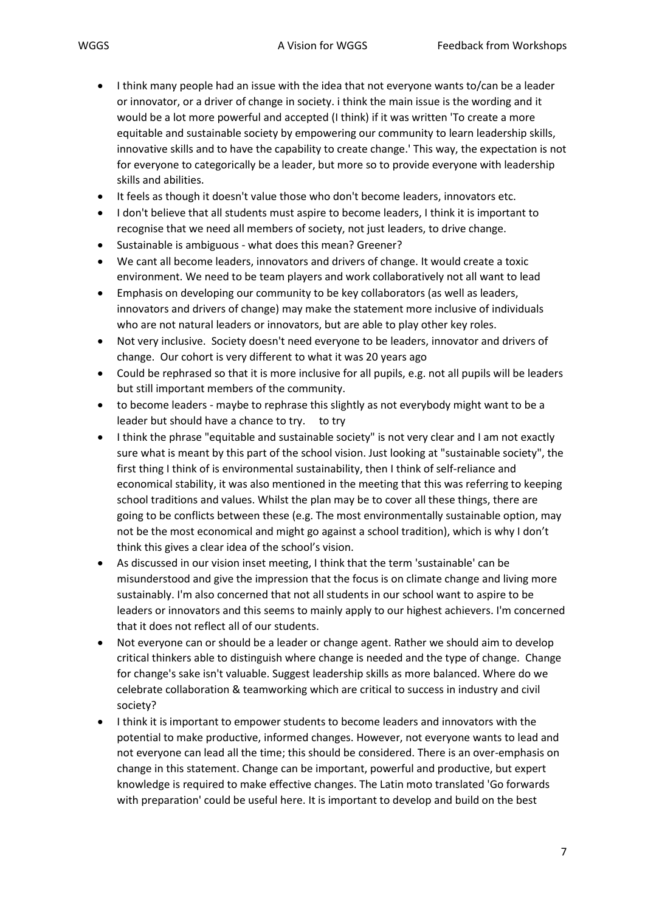- I think many people had an issue with the idea that not everyone wants to/can be a leader or innovator, or a driver of change in society. i think the main issue is the wording and it would be a lot more powerful and accepted (I think) if it was written 'To create a more equitable and sustainable society by empowering our community to learn leadership skills, innovative skills and to have the capability to create change.' This way, the expectation is not for everyone to categorically be a leader, but more so to provide everyone with leadership skills and abilities.
- It feels as though it doesn't value those who don't become leaders, innovators etc.
- I don't believe that all students must aspire to become leaders, I think it is important to recognise that we need all members of society, not just leaders, to drive change.
- Sustainable is ambiguous - what does this mean? Greener?
- We cant all become leaders, innovators and drivers of change. It would create a toxic environment. We need to be team players and work collaboratively not all want to lead
- Emphasis on developing our community to be key collaborators (as well as leaders, innovators and drivers of change) may make the statement more inclusive of individuals who are not natural leaders or innovators, but are able to play other key roles.
- Not very inclusive. Society doesn't need everyone to be leaders, innovator and drivers of change. Our cohort is very different to what it was 20 years ago
- Could be rephrased so that it is more inclusive for all pupils, e.g. not all pupils will be leaders but still important members of the community.
- to become leaders - maybe to rephrase this slightly as not everybody might want to be a leader but should have a chance to try. to try
- I think the phrase "equitable and sustainable society" is not very clear and I am not exactly sure what is meant by this part of the school vision. Just looking at "sustainable society", the first thing I think of is environmental sustainability, then I think of self-reliance and economical stability, it was also mentioned in the meeting that this was referring to keeping school traditions and values. Whilst the plan may be to cover all these things, there are going to be conflicts between these (e.g. The most environmentally sustainable option, may not be the most economical and might go against a school tradition), which is why I don't think this gives a clear idea of the school's vision.
- As discussed in our vision inset meeting, I think that the term 'sustainable' can be misunderstood and give the impression that the focus is on climate change and living more sustainably. I'm also concerned that not all students in our school want to aspire to be leaders or innovators and this seems to mainly apply to our highest achievers. I'm concerned that it does not reflect all of our students.
- Not everyone can or should be a leader or change agent. Rather we should aim to develop critical thinkers able to distinguish where change is needed and the type of change. Change for change's sake isn't valuable. Suggest leadership skills as more balanced. Where do we celebrate collaboration & teamworking which are critical to success in industry and civil society?
- I think it is important to empower students to become leaders and innovators with the potential to make productive, informed changes. However, not everyone wants to lead and not everyone can lead all the time; this should be considered. There is an over-emphasis on change in this statement. Change can be important, powerful and productive, but expert knowledge is required to make effective changes. The Latin moto translated 'Go forwards with preparation' could be useful here. It is important to develop and build on the best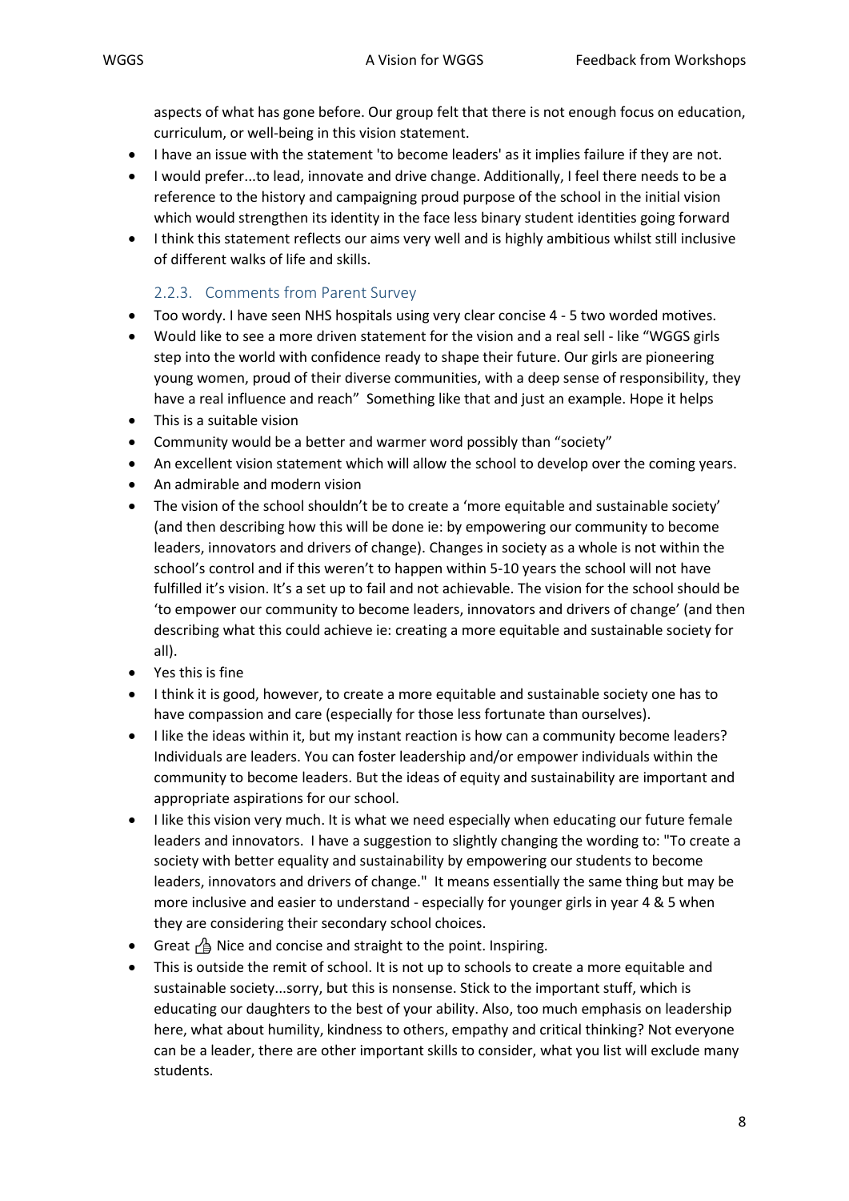aspects of what has gone before. Our group felt that there is not enough focus on education, curriculum, or well-being in this vision statement.

- I have an issue with the statement 'to become leaders' as it implies failure if they are not.
- I would prefer...to lead, innovate and drive change. Additionally, I feel there needs to be a reference to the history and campaigning proud purpose of the school in the initial vision which would strengthen its identity in the face less binary student identities going forward
- I think this statement reflects our aims very well and is highly ambitious whilst still inclusive of different walks of life and skills.

### 2.2.3. Comments from Parent Survey

- Too wordy. I have seen NHS hospitals using very clear concise 4 - 5 two worded motives.
- Would like to see a more driven statement for the vision and a real sell - like "WGGS girls step into the world with confidence ready to shape their future. Our girls are pioneering young women, proud of their diverse communities, with a deep sense of responsibility, they have a real influence and reach" Something like that and just an example. Hope it helps
- This is a suitable vision
- Community would be a better and warmer word possibly than "society"
- An excellent vision statement which will allow the school to develop over the coming years.
- An admirable and modern vision
- The vision of the school shouldn't be to create a 'more equitable and sustainable society' (and then describing how this will be done ie: by empowering our community to become leaders, innovators and drivers of change). Changes in society as a whole is not within the school's control and if this weren't to happen within 5-10 years the school will not have fulfilled it's vision. It's a set up to fail and not achievable. The vision for the school should be 'to empower our community to become leaders, innovators and drivers of change' (and then describing what this could achieve ie: creating a more equitable and sustainable society for all).
- Yes this is fine
- I think it is good, however, to create a more equitable and sustainable society one has to have compassion and care (especially for those less fortunate than ourselves).
- I like the ideas within it, but my instant reaction is how can a community become leaders? Individuals are leaders. You can foster leadership and/or empower individuals within the community to become leaders. But the ideas of equity and sustainability are important and appropriate aspirations for our school.
- I like this vision very much. It is what we need especially when educating our future female leaders and innovators. I have a suggestion to slightly changing the wording to: "To create a society with better equality and sustainability by empowering our students to become leaders, innovators and drivers of change." It means essentially the same thing but may be more inclusive and easier to understand - especially for younger girls in year 4 & 5 when they are considering their secondary school choices.
- Great 👍 Nice and concise and straight to the point. Inspiring.
- This is outside the remit of school. It is not up to schools to create a more equitable and sustainable society...sorry, but this is nonsense. Stick to the important stuff, which is educating our daughters to the best of your ability. Also, too much emphasis on leadership here, what about humility, kindness to others, empathy and critical thinking? Not everyone can be a leader, there are other important skills to consider, what you list will exclude many students.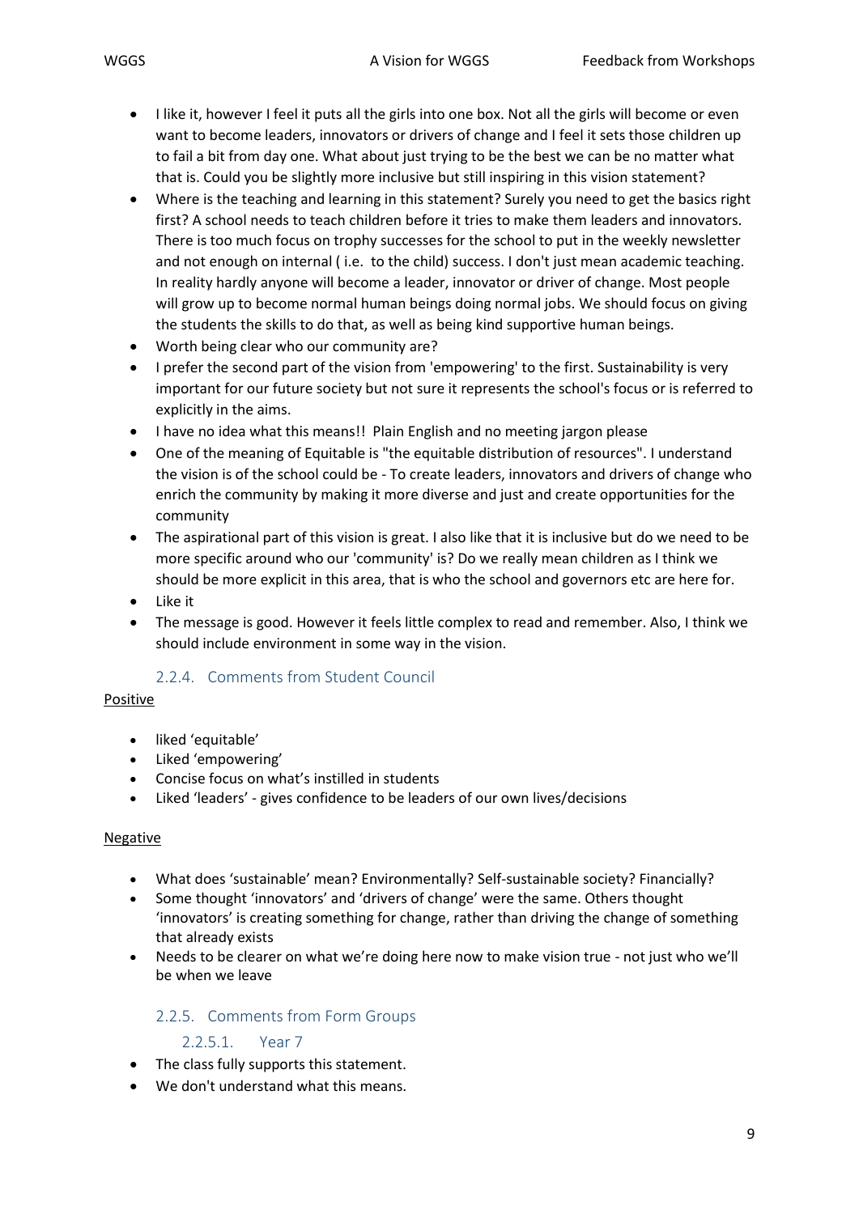- I like it, however I feel it puts all the girls into one box. Not all the girls will become or even want to become leaders, innovators or drivers of change and I feel it sets those children up to fail a bit from day one. What about just trying to be the best we can be no matter what that is. Could you be slightly more inclusive but still inspiring in this vision statement?
- Where is the teaching and learning in this statement? Surely you need to get the basics right first? A school needs to teach children before it tries to make them leaders and innovators. There is too much focus on trophy successes for the school to put in the weekly newsletter and not enough on internal ( i.e. to the child) success. I don't just mean academic teaching. In reality hardly anyone will become a leader, innovator or driver of change. Most people will grow up to become normal human beings doing normal jobs. We should focus on giving the students the skills to do that, as well as being kind supportive human beings.
- Worth being clear who our community are?
- I prefer the second part of the vision from 'empowering' to the first. Sustainability is very important for our future society but not sure it represents the school's focus or is referred to explicitly in the aims.
- I have no idea what this means!! Plain English and no meeting jargon please
- One of the meaning of Equitable is "the equitable distribution of resources". I understand the vision is of the school could be - To create leaders, innovators and drivers of change who enrich the community by making it more diverse and just and create opportunities for the community
- The aspirational part of this vision is great. I also like that it is inclusive but do we need to be more specific around who our 'community' is? Do we really mean children as I think we should be more explicit in this area, that is who the school and governors etc are here for.
- Like it
- The message is good. However it feels little complex to read and remember. Also, I think we should include environment in some way in the vision.

### 2.2.4. Comments from Student Council

<u>Positive</u>

- liked 'equitable'
- Liked 'empowering'
- Concise focus on what's instilled in students
- Liked 'leaders' - gives confidence to be leaders of our own lives/decisions

<u>Negative</u>

- What does 'sustainable' mean? Environmentally? Self-sustainable society? Financially?
- Some thought 'innovators' and 'drivers of change' were the same. Others thought 'innovators' is creating something for change, rather than driving the change of something that already exists
- Needs to be clearer on what we're doing here now to make vision true - not just who we'll be when we leave

### 2.2.5. Comments from Form Groups

#### 2.2.5.1. Year 7

- The class fully supports this statement.
- We don't understand what this means.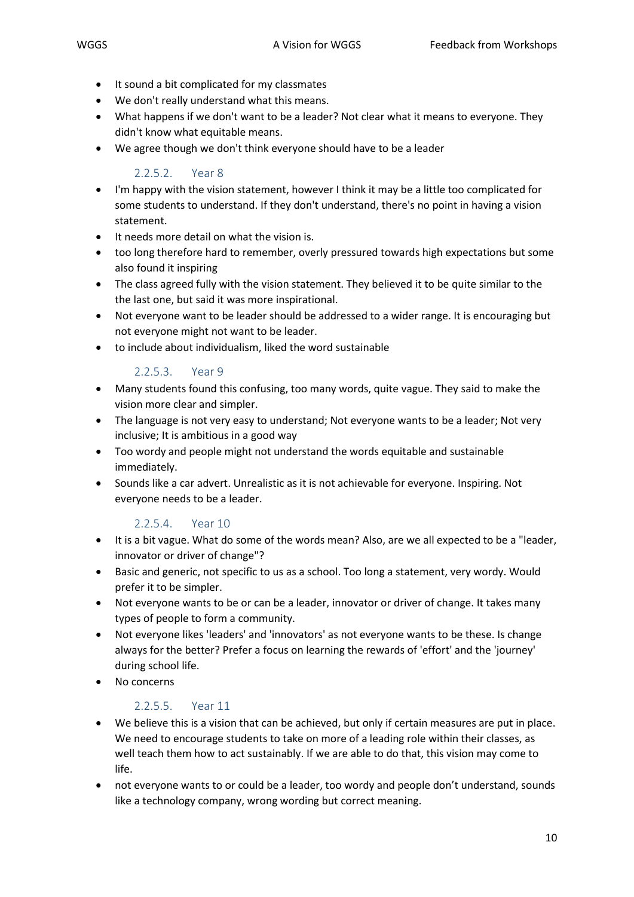- It sound a bit complicated for my classmates
- We don't really understand what this means.
- What happens if we don't want to be a leader? Not clear what it means to everyone. They didn't know what equitable means.
- We agree though we don't think everyone should have to be a leader

#### 2.2.5.2. Year 8

- I'm happy with the vision statement, however I think it may be a little too complicated for some students to understand. If they don't understand, there's no point in having a vision statement.
- It needs more detail on what the vision is.
- too long therefore hard to remember, overly pressured towards high expectations but some also found it inspiring
- The class agreed fully with the vision statement. They believed it to be quite similar to the the last one, but said it was more inspirational.
- Not everyone want to be leader should be addressed to a wider range. It is encouraging but not everyone might not want to be leader.
- to include about individualism, liked the word sustainable

#### 2.2.5.3. Year 9

- Many students found this confusing, too many words, quite vague. They said to make the vision more clear and simpler.
- The language is not very easy to understand; Not everyone wants to be a leader; Not very inclusive; It is ambitious in a good way
- Too wordy and people might not understand the words equitable and sustainable immediately.
- Sounds like a car advert. Unrealistic as it is not achievable for everyone. Inspiring. Not everyone needs to be a leader.

#### 2.2.5.4. Year 10

- It is a bit vague. What do some of the words mean? Also, are we all expected to be a "leader, innovator or driver of change"?
- Basic and generic, not specific to us as a school. Too long a statement, very wordy. Would prefer it to be simpler.
- Not everyone wants to be or can be a leader, innovator or driver of change. It takes many types of people to form a community.
- Not everyone likes 'leaders' and 'innovators' as not everyone wants to be these. Is change always for the better? Prefer a focus on learning the rewards of 'effort' and the 'journey' during school life.
- No concerns

#### 2.2.5.5. Year 11

- We believe this is a vision that can be achieved, but only if certain measures are put in place. We need to encourage students to take on more of a leading role within their classes, as well teach them how to act sustainably. If we are able to do that, this vision may come to life.
- not everyone wants to or could be a leader, too wordy and people don't understand, sounds like a technology company, wrong wording but correct meaning.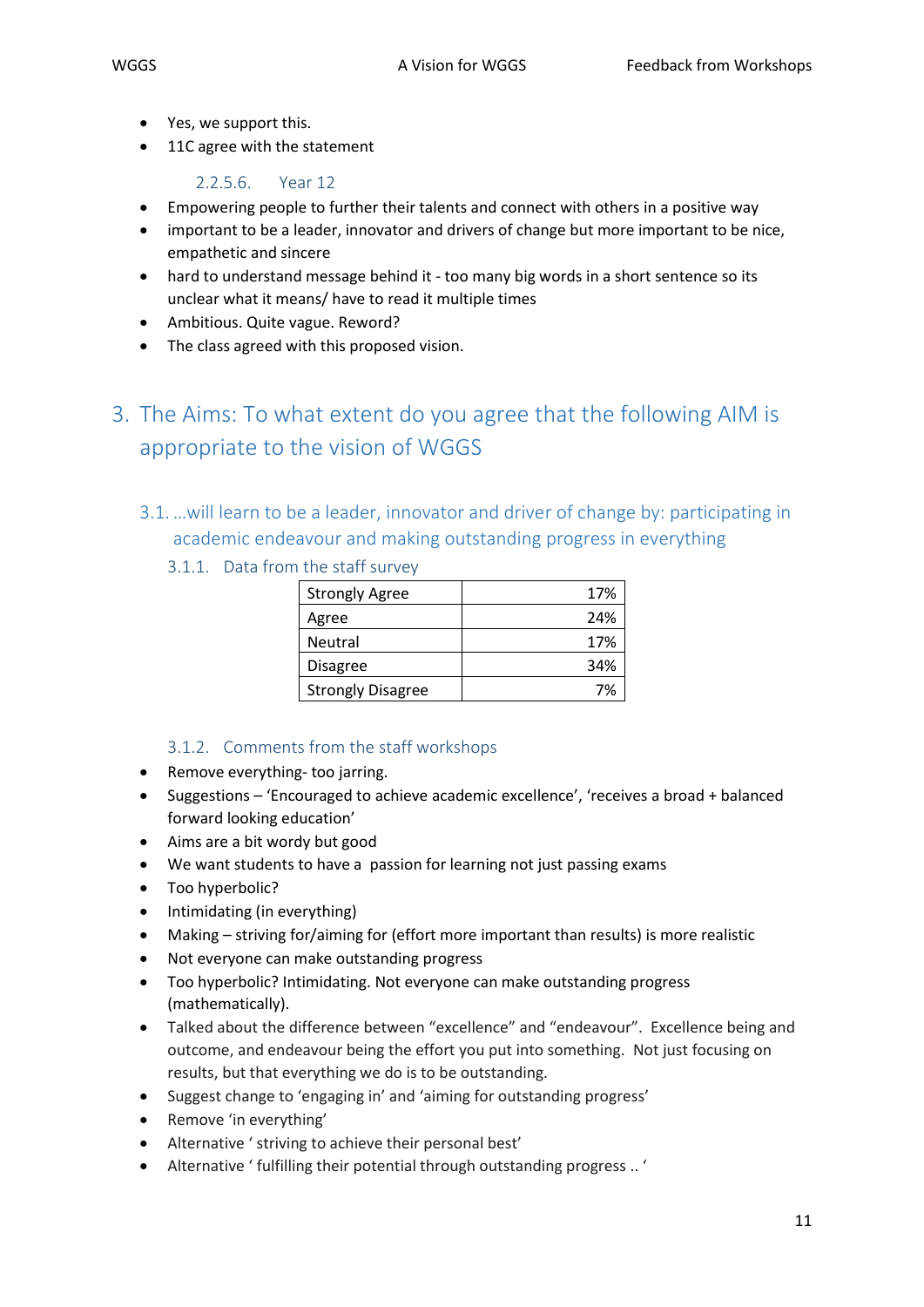- Yes, we support this.
- 11C agree with the statement

#### 2.2.5.6. Year 12

- Empowering people to further their talents and connect with others in a positive way
- important to be a leader, innovator and drivers of change but more important to be nice, empathetic and sincere
- hard to understand message behind it - too many big words in a short sentence so its unclear what it means/ have to read it multiple times
- Ambitious. Quite vague. Reword?
- The class agreed with this proposed vision.

# 3. The Aims: To what extent do you agree that the following AIM is appropriate to the vision of WGGS

## 3.1. …will learn to be a leader, innovator and driver of change by: participating in academic endeavour and making outstanding progress in everything

### 3.1.1. Data from the staff survey

| | |
|---|---|
| Strongly Agree | 17% |
| Agree | 24% |
| Neutral | 17% |
| Disagree | 34% |
| Strongly Disagree | 7% |

### 3.1.2. Comments from the staff workshops

- Remove everything- too jarring.
- Suggestions – 'Encouraged to achieve academic excellence', 'receives a broad + balanced forward looking education'
- Aims are a bit wordy but good
- We want students to have a passion for learning not just passing exams
- Too hyperbolic?
- Intimidating (in everything)
- Making – striving for/aiming for (effort more important than results) is more realistic
- Not everyone can make outstanding progress
- Too hyperbolic? Intimidating. Not everyone can make outstanding progress (mathematically).
- Talked about the difference between "excellence" and "endeavour". Excellence being and outcome, and endeavour being the effort you put into something. Not just focusing on results, but that everything we do is to be outstanding.
- Suggest change to 'engaging in' and 'aiming for outstanding progress'
- Remove 'in everything'
- Alternative ' striving to achieve their personal best'
- Alternative ' fulfilling their potential through outstanding progress .. '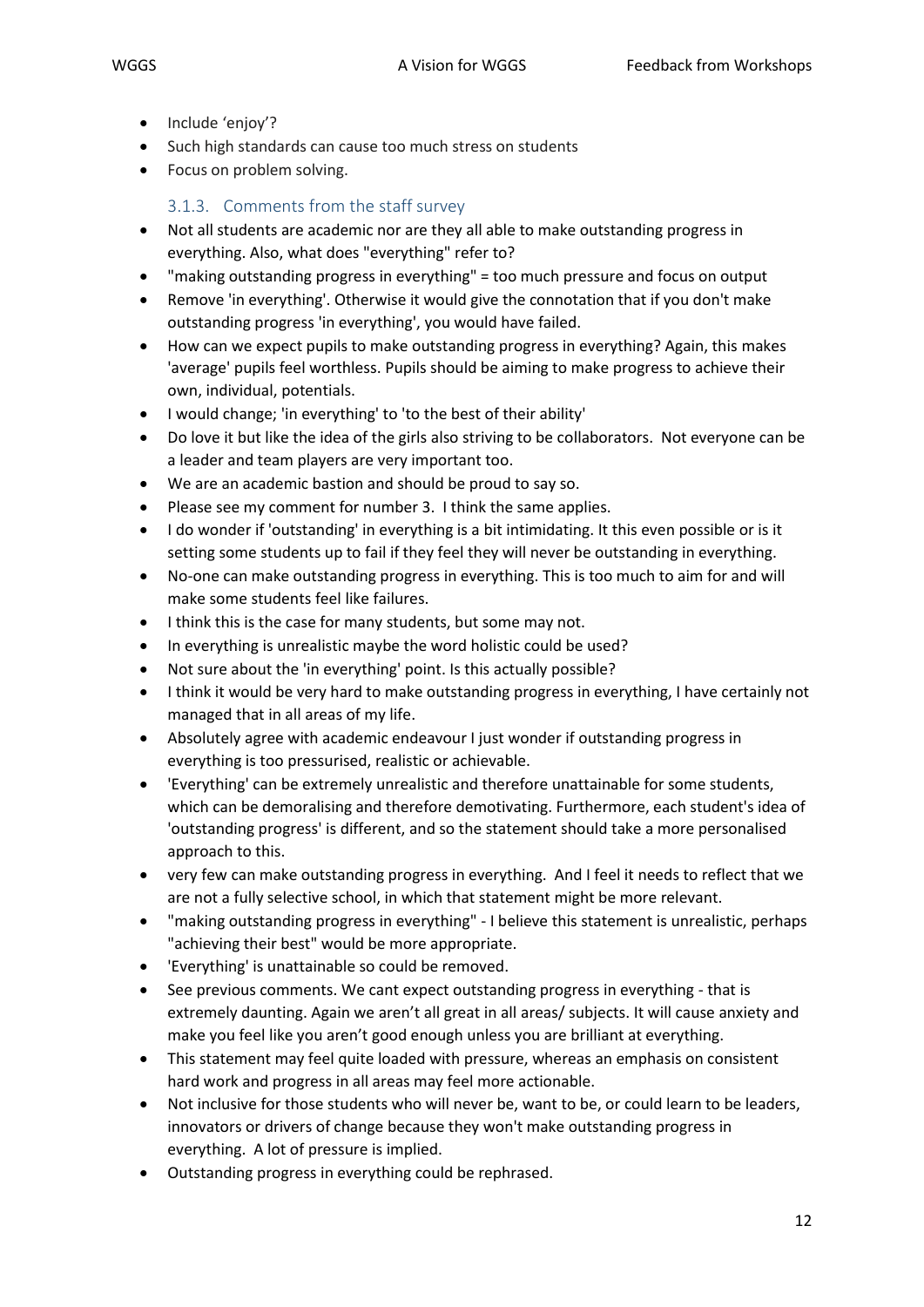- Include 'enjoy'?
- Such high standards can cause too much stress on students
- Focus on problem solving.

### 3.1.3. Comments from the staff survey

- Not all students are academic nor are they all able to make outstanding progress in everything. Also, what does "everything" refer to?
- "making outstanding progress in everything" = too much pressure and focus on output
- Remove 'in everything'. Otherwise it would give the connotation that if you don't make outstanding progress 'in everything', you would have failed.
- How can we expect pupils to make outstanding progress in everything? Again, this makes 'average' pupils feel worthless. Pupils should be aiming to make progress to achieve their own, individual, potentials.
- I would change; 'in everything' to 'to the best of their ability'
- Do love it but like the idea of the girls also striving to be collaborators. Not everyone can be a leader and team players are very important too.
- We are an academic bastion and should be proud to say so.
- Please see my comment for number 3. I think the same applies.
- I do wonder if 'outstanding' in everything is a bit intimidating. It this even possible or is it setting some students up to fail if they feel they will never be outstanding in everything.
- No-one can make outstanding progress in everything. This is too much to aim for and will make some students feel like failures.
- I think this is the case for many students, but some may not.
- In everything is unrealistic maybe the word holistic could be used?
- Not sure about the 'in everything' point. Is this actually possible?
- I think it would be very hard to make outstanding progress in everything, I have certainly not managed that in all areas of my life.
- Absolutely agree with academic endeavour I just wonder if outstanding progress in everything is too pressurised, realistic or achievable.
- 'Everything' can be extremely unrealistic and therefore unattainable for some students, which can be demoralising and therefore demotivating. Furthermore, each student's idea of 'outstanding progress' is different, and so the statement should take a more personalised approach to this.
- very few can make outstanding progress in everything. And I feel it needs to reflect that we are not a fully selective school, in which that statement might be more relevant.
- "making outstanding progress in everything" - I believe this statement is unrealistic, perhaps "achieving their best" would be more appropriate.
- 'Everything' is unattainable so could be removed.
- See previous comments. We cant expect outstanding progress in everything - that is extremely daunting. Again we aren't all great in all areas/ subjects. It will cause anxiety and make you feel like you aren't good enough unless you are brilliant at everything.
- This statement may feel quite loaded with pressure, whereas an emphasis on consistent hard work and progress in all areas may feel more actionable.
- Not inclusive for those students who will never be, want to be, or could learn to be leaders, innovators or drivers of change because they won't make outstanding progress in everything. A lot of pressure is implied.
- Outstanding progress in everything could be rephrased.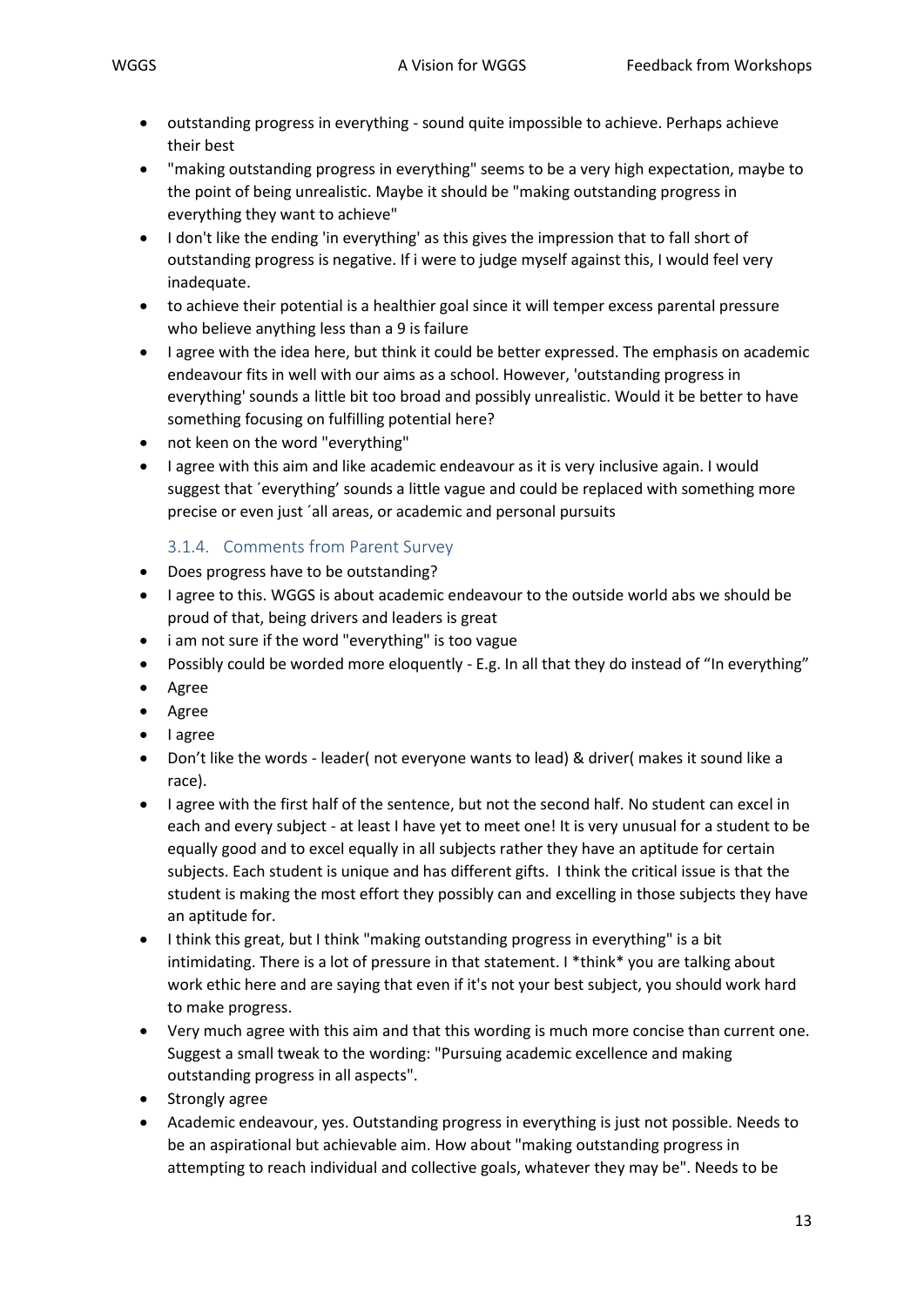- outstanding progress in everything - sound quite impossible to achieve. Perhaps achieve their best
- "making outstanding progress in everything" seems to be a very high expectation, maybe to the point of being unrealistic. Maybe it should be "making outstanding progress in everything they want to achieve"
- I don't like the ending 'in everything' as this gives the impression that to fall short of outstanding progress is negative. If i were to judge myself against this, I would feel very inadequate.
- to achieve their potential is a healthier goal since it will temper excess parental pressure who believe anything less than a 9 is failure
- I agree with the idea here, but think it could be better expressed. The emphasis on academic endeavour fits in well with our aims as a school. However, 'outstanding progress in everything' sounds a little bit too broad and possibly unrealistic. Would it be better to have something focusing on fulfilling potential here?
- not keen on the word "everything"
- I agree with this aim and like academic endeavour as it is very inclusive again. I would suggest that ´everything’ sounds a little vague and could be replaced with something more precise or even just ´all areas, or academic and personal pursuits

### 3.1.4. Comments from Parent Survey

- Does progress have to be outstanding?
- I agree to this. WGGS is about academic endeavour to the outside world abs we should be proud of that, being drivers and leaders is great
- i am not sure if the word "everything" is too vague
- Possibly could be worded more eloquently - E.g. In all that they do instead of “In everything”
- Agree
- Agree
- I agree
- Don’t like the words - leader( not everyone wants to lead) & driver( makes it sound like a race).
- I agree with the first half of the sentence, but not the second half. No student can excel in each and every subject - at least I have yet to meet one! It is very unusual for a student to be equally good and to excel equally in all subjects rather they have an aptitude for certain subjects. Each student is unique and has different gifts. I think the critical issue is that the student is making the most effort they possibly can and excelling in those subjects they have an aptitude for.
- I think this great, but I think "making outstanding progress in everything" is a bit intimidating. There is a lot of pressure in that statement. I *think* you are talking about work ethic here and are saying that even if it's not your best subject, you should work hard to make progress.
- Very much agree with this aim and that this wording is much more concise than current one. Suggest a small tweak to the wording: "Pursuing academic excellence and making outstanding progress in all aspects".
- Strongly agree
- Academic endeavour, yes. Outstanding progress in everything is just not possible. Needs to be an aspirational but achievable aim. How about "making outstanding progress in attempting to reach individual and collective goals, whatever they may be". Needs to be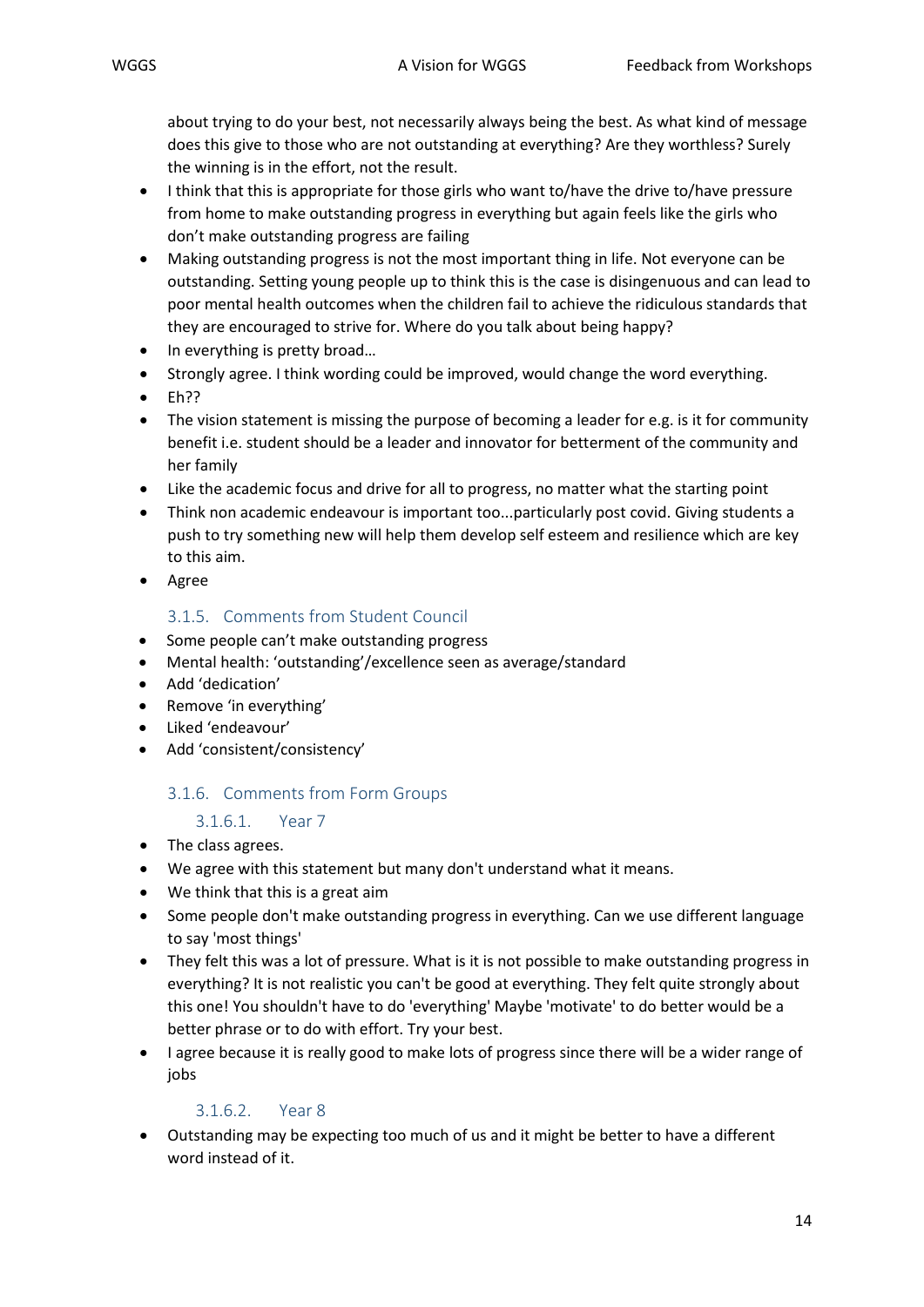about trying to do your best, not necessarily always being the best. As what kind of message does this give to those who are not outstanding at everything? Are they worthless? Surely the winning is in the effort, not the result.

- I think that this is appropriate for those girls who want to/have the drive to/have pressure from home to make outstanding progress in everything but again feels like the girls who don't make outstanding progress are failing
- Making outstanding progress is not the most important thing in life. Not everyone can be outstanding. Setting young people up to think this is the case is disingenuous and can lead to poor mental health outcomes when the children fail to achieve the ridiculous standards that they are encouraged to strive for. Where do you talk about being happy?
- In everything is pretty broad…
- Strongly agree. I think wording could be improved, would change the word everything.
- Eh??
- The vision statement is missing the purpose of becoming a leader for e.g. is it for community benefit i.e. student should be a leader and innovator for betterment of the community and her family
- Like the academic focus and drive for all to progress, no matter what the starting point
- Think non academic endeavour is important too...particularly post covid. Giving students a push to try something new will help them develop self esteem and resilience which are key to this aim.
- Agree

### 3.1.5. Comments from Student Council

- Some people can't make outstanding progress
- Mental health: 'outstanding'/excellence seen as average/standard
- Add 'dedication'
- Remove 'in everything'
- Liked 'endeavour'
- Add 'consistent/consistency'

### 3.1.6. Comments from Form Groups

#### 3.1.6.1. Year 7

- The class agrees.
- We agree with this statement but many don't understand what it means.
- We think that this is a great aim
- Some people don't make outstanding progress in everything. Can we use different language to say 'most things'
- They felt this was a lot of pressure. What is it is not possible to make outstanding progress in everything? It is not realistic you can't be good at everything. They felt quite strongly about this one! You shouldn't have to do 'everything' Maybe 'motivate' to do better would be a better phrase or to do with effort. Try your best.
- I agree because it is really good to make lots of progress since there will be a wider range of jobs

#### 3.1.6.2. Year 8

- Outstanding may be expecting too much of us and it might be better to have a different word instead of it.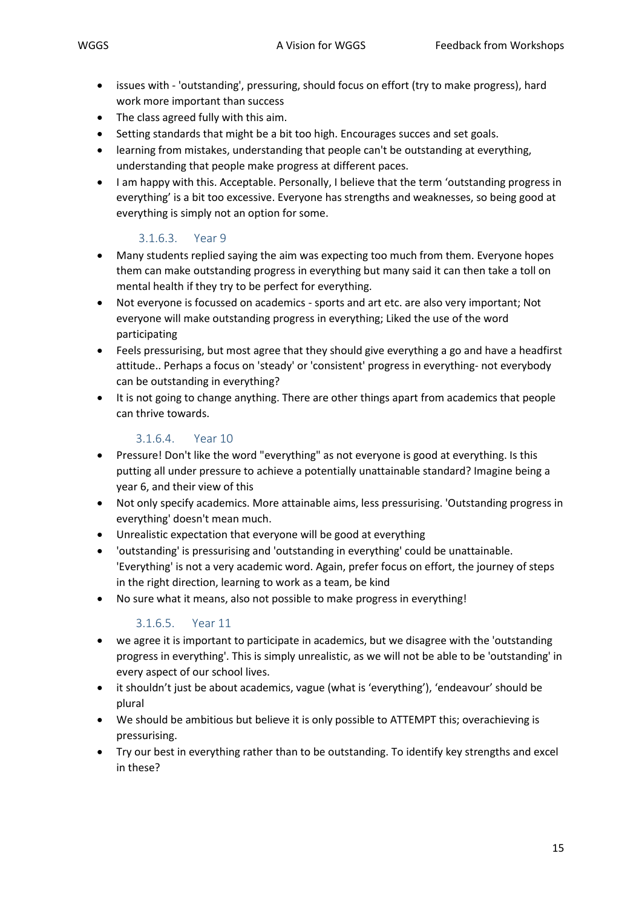- issues with - 'outstanding', pressuring, should focus on effort (try to make progress), hard work more important than success
- The class agreed fully with this aim.
- Setting standards that might be a bit too high. Encourages succes and set goals.
- learning from mistakes, understanding that people can't be outstanding at everything, understanding that people make progress at different paces.
- I am happy with this. Acceptable. Personally, I believe that the term 'outstanding progress in everything' is a bit too excessive. Everyone has strengths and weaknesses, so being good at everything is simply not an option for some.

#### 3.1.6.3. Year 9

- Many students replied saying the aim was expecting too much from them. Everyone hopes them can make outstanding progress in everything but many said it can then take a toll on mental health if they try to be perfect for everything.
- Not everyone is focussed on academics - sports and art etc. are also very important; Not everyone will make outstanding progress in everything; Liked the use of the word participating
- Feels pressurising, but most agree that they should give everything a go and have a headfirst attitude.. Perhaps a focus on 'steady' or 'consistent' progress in everything- not everybody can be outstanding in everything?
- It is not going to change anything. There are other things apart from academics that people can thrive towards.

#### 3.1.6.4. Year 10

- Pressure! Don't like the word "everything" as not everyone is good at everything. Is this putting all under pressure to achieve a potentially unattainable standard? Imagine being a year 6, and their view of this
- Not only specify academics. More attainable aims, less pressurising. 'Outstanding progress in everything' doesn't mean much.
- Unrealistic expectation that everyone will be good at everything
- 'outstanding' is pressurising and 'outstanding in everything' could be unattainable. 'Everything' is not a very academic word. Again, prefer focus on effort, the journey of steps in the right direction, learning to work as a team, be kind
- No sure what it means, also not possible to make progress in everything!

#### 3.1.6.5. Year 11

- we agree it is important to participate in academics, but we disagree with the 'outstanding progress in everything'. This is simply unrealistic, as we will not be able to be 'outstanding' in every aspect of our school lives.
- it shouldn't just be about academics, vague (what is 'everything'), 'endeavour' should be plural
- We should be ambitious but believe it is only possible to ATTEMPT this; overachieving is pressurising.
- Try our best in everything rather than to be outstanding. To identify key strengths and excel in these?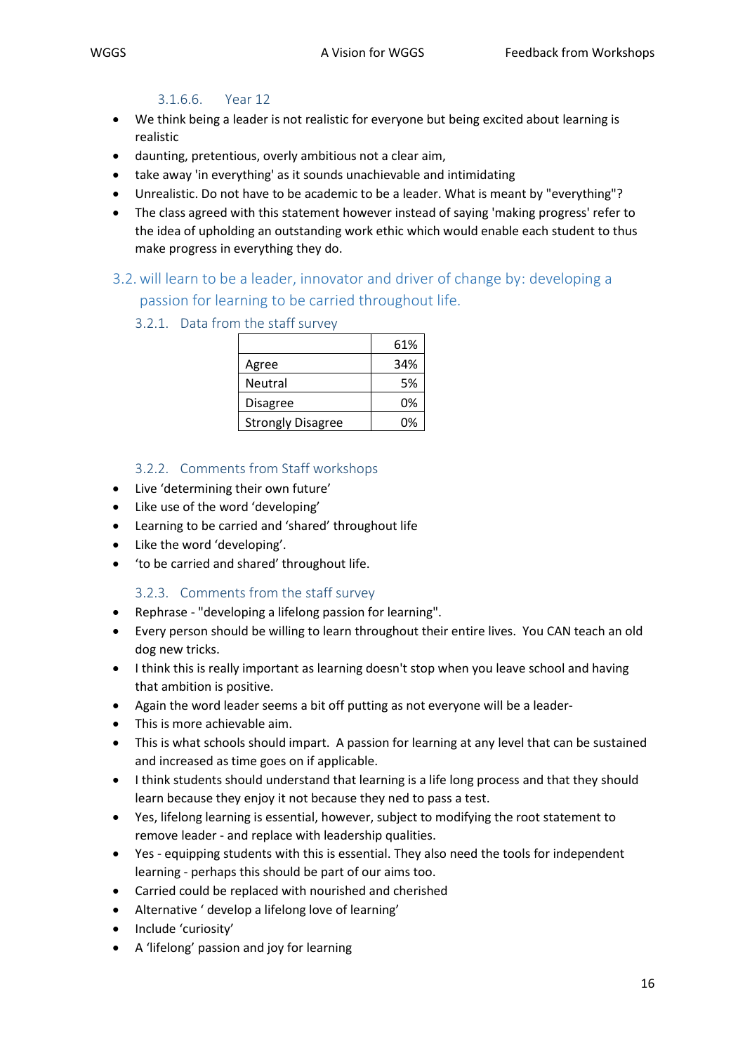#### 3.1.6.6. Year 12

- We think being a leader is not realistic for everyone but being excited about learning is realistic
- daunting, pretentious, overly ambitious not a clear aim,
- take away 'in everything' as it sounds unachievable and intimidating
- Unrealistic. Do not have to be academic to be a leader. What is meant by "everything"?
- The class agreed with this statement however instead of saying 'making progress' refer to the idea of upholding an outstanding work ethic which would enable each student to thus make progress in everything they do.

## 3.2. will learn to be a leader, innovator and driver of change by: developing a passion for learning to be carried throughout life.

### 3.2.1. Data from the staff survey

| | 61% |
|---|---|
| Agree | 34% |
| Neutral | 5% |
| Disagree | 0% |
| Strongly Disagree | 0% |

### 3.2.2. Comments from Staff workshops

- Live 'determining their own future'
- Like use of the word 'developing'
- Learning to be carried and 'shared' throughout life
- Like the word 'developing'.
- 'to be carried and shared' throughout life.

### 3.2.3. Comments from the staff survey

- Rephrase - "developing a lifelong passion for learning".
- Every person should be willing to learn throughout their entire lives. You CAN teach an old dog new tricks.
- I think this is really important as learning doesn't stop when you leave school and having that ambition is positive.
- Again the word leader seems a bit off putting as not everyone will be a leader-
- This is more achievable aim.
- This is what schools should impart. A passion for learning at any level that can be sustained and increased as time goes on if applicable.
- I think students should understand that learning is a life long process and that they should learn because they enjoy it not because they ned to pass a test.
- Yes, lifelong learning is essential, however, subject to modifying the root statement to remove leader - and replace with leadership qualities.
- Yes - equipping students with this is essential. They also need the tools for independent learning - perhaps this should be part of our aims too.
- Carried could be replaced with nourished and cherished
- Alternative ' develop a lifelong love of learning'
- Include 'curiosity'
- A 'lifelong' passion and joy for learning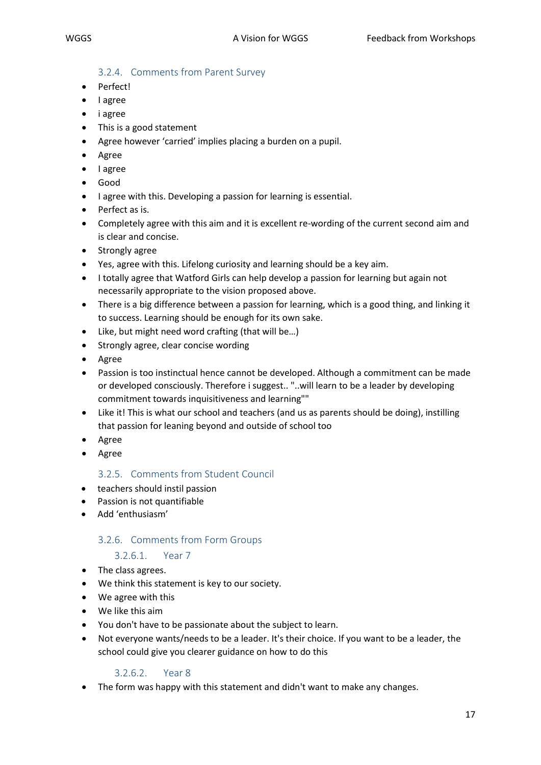### 3.2.4. Comments from Parent Survey

- Perfect!
- I agree
- i agree
- This is a good statement
- Agree however 'carried' implies placing a burden on a pupil.
- Agree
- I agree
- Good
- I agree with this. Developing a passion for learning is essential.
- Perfect as is.
- Completely agree with this aim and it is excellent re-wording of the current second aim and is clear and concise.
- Strongly agree
- Yes, agree with this. Lifelong curiosity and learning should be a key aim.
- I totally agree that Watford Girls can help develop a passion for learning but again not necessarily appropriate to the vision proposed above.
- There is a big difference between a passion for learning, which is a good thing, and linking it to success. Learning should be enough for its own sake.
- Like, but might need word crafting (that will be…)
- Strongly agree, clear concise wording
- Agree
- Passion is too instinctual hence cannot be developed. Although a commitment can be made or developed consciously. Therefore i suggest.. "..will learn to be a leader by developing commitment towards inquisitiveness and learning""
- Like it! This is what our school and teachers (and us as parents should be doing), instilling that passion for leaning beyond and outside of school too
- Agree
- Agree

### 3.2.5. Comments from Student Council

- teachers should instil passion
- Passion is not quantifiable
- Add 'enthusiasm'

### 3.2.6. Comments from Form Groups

#### 3.2.6.1. Year 7

- The class agrees.
- We think this statement is key to our society.
- We agree with this
- We like this aim
- You don't have to be passionate about the subject to learn.
- Not everyone wants/needs to be a leader. It's their choice. If you want to be a leader, the school could give you clearer guidance on how to do this

#### 3.2.6.2. Year 8

- The form was happy with this statement and didn't want to make any changes.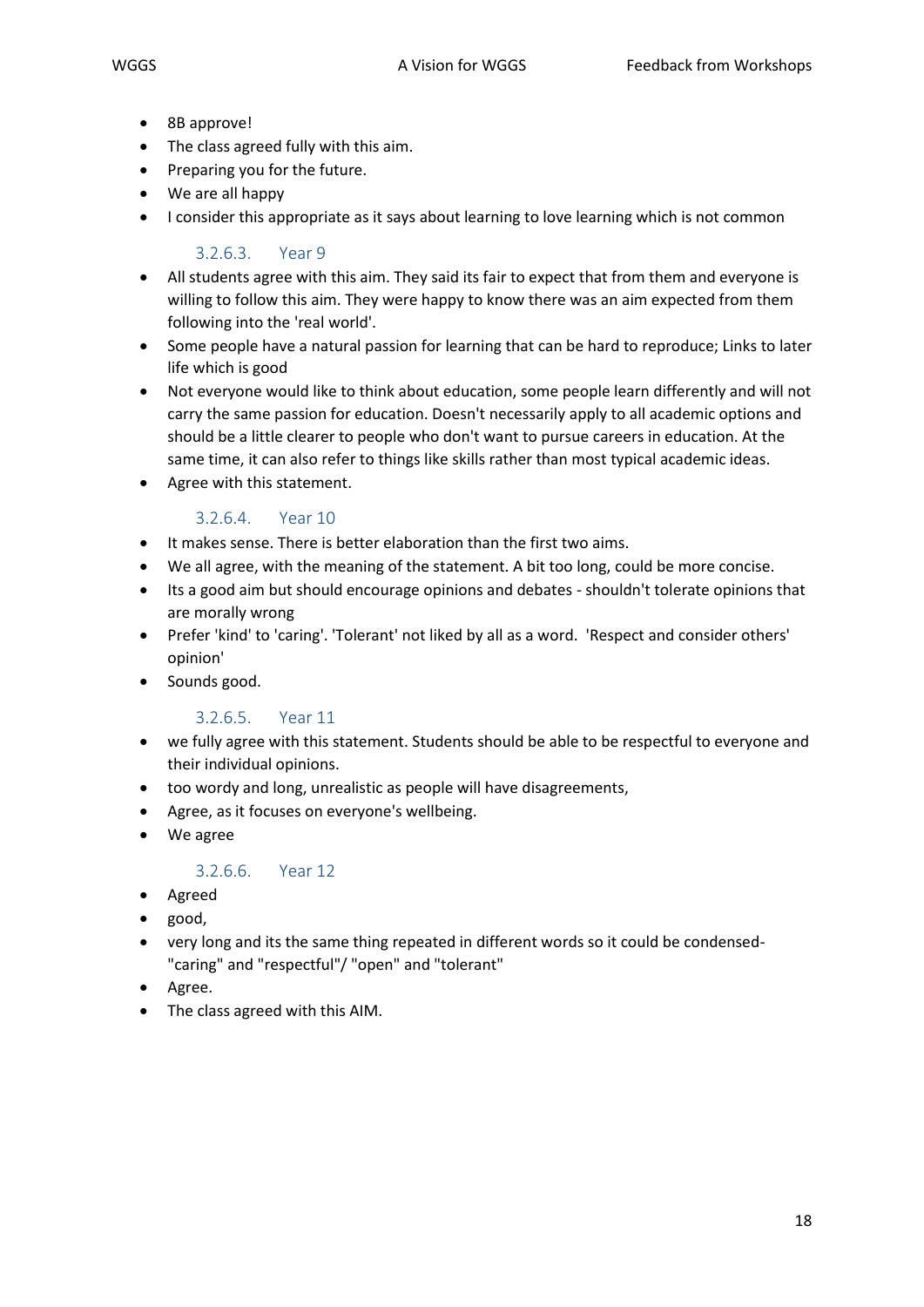- 8B approve!
- The class agreed fully with this aim.
- Preparing you for the future.
- We are all happy
- I consider this appropriate as it says about learning to love learning which is not common

#### 3.2.6.3. Year 9

- All students agree with this aim. They said its fair to expect that from them and everyone is willing to follow this aim. They were happy to know there was an aim expected from them following into the 'real world'.
- Some people have a natural passion for learning that can be hard to reproduce; Links to later life which is good
- Not everyone would like to think about education, some people learn differently and will not carry the same passion for education. Doesn't necessarily apply to all academic options and should be a little clearer to people who don't want to pursue careers in education. At the same time, it can also refer to things like skills rather than most typical academic ideas.
- Agree with this statement.

#### 3.2.6.4. Year 10

- It makes sense. There is better elaboration than the first two aims.
- We all agree, with the meaning of the statement. A bit too long, could be more concise.
- Its a good aim but should encourage opinions and debates - shouldn't tolerate opinions that are morally wrong
- Prefer 'kind' to 'caring'. 'Tolerant' not liked by all as a word. 'Respect and consider others' opinion'
- Sounds good.

#### 3.2.6.5. Year 11

- we fully agree with this statement. Students should be able to be respectful to everyone and their individual opinions.
- too wordy and long, unrealistic as people will have disagreements,
- Agree, as it focuses on everyone's wellbeing.
- We agree

#### 3.2.6.6. Year 12

- Agreed
- good,
- very long and its the same thing repeated in different words so it could be condensed- "caring" and "respectful"/ "open" and "tolerant"
- Agree.
- The class agreed with this AIM.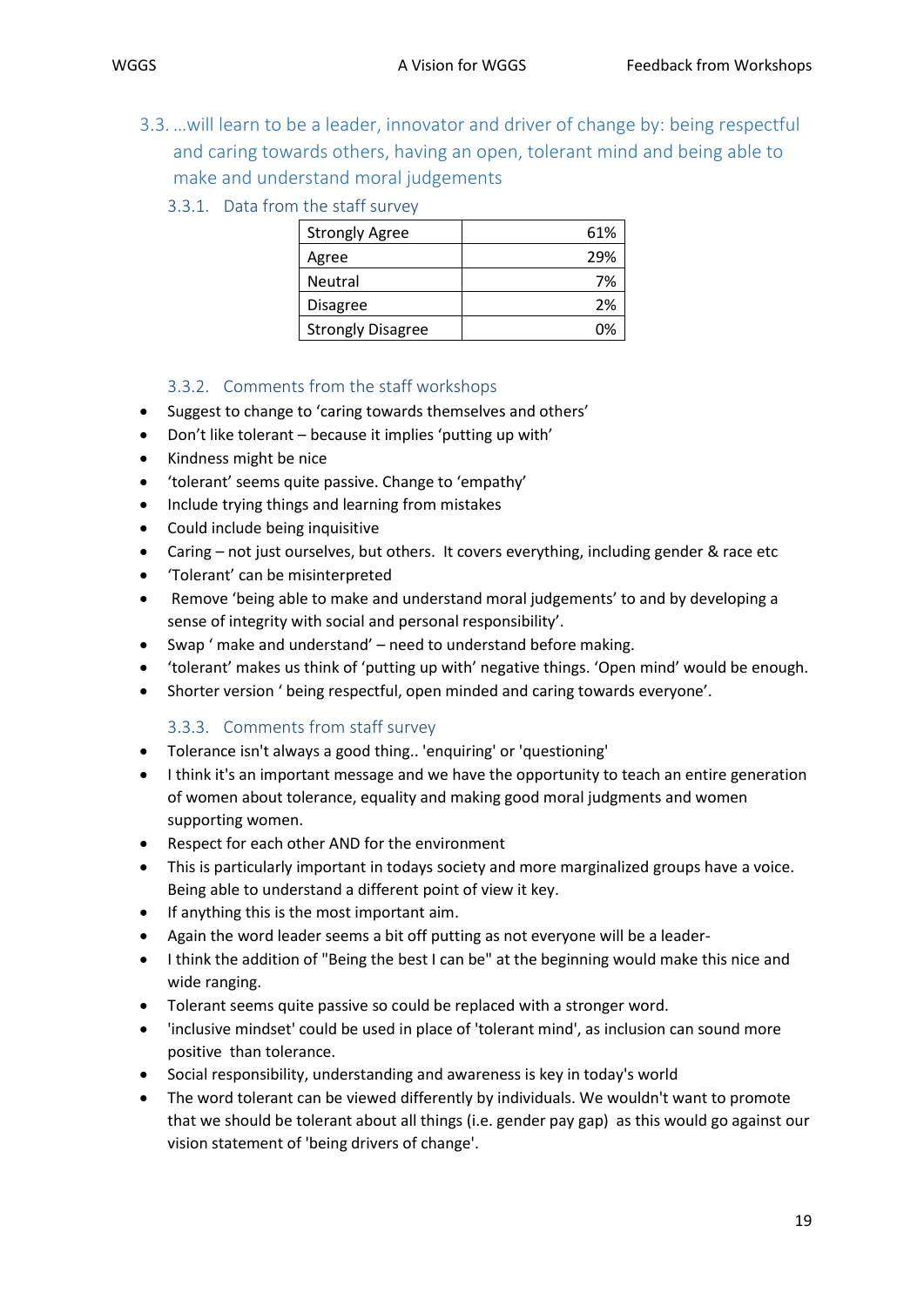## 3.3. …will learn to be a leader, innovator and driver of change by: being respectful and caring towards others, having an open, tolerant mind and being able to make and understand moral judgements

### 3.3.1. Data from the staff survey

| | |
|---|---|
| Strongly Agree | 61% |
| Agree | 29% |
| Neutral | 7% |
| Disagree | 2% |
| Strongly Disagree | 0% |

### 3.3.2. Comments from the staff workshops

- Suggest to change to 'caring towards themselves and others'
- Don't like tolerant – because it implies 'putting up with'
- Kindness might be nice
- 'tolerant' seems quite passive. Change to 'empathy'
- Include trying things and learning from mistakes
- Could include being inquisitive
- Caring – not just ourselves, but others. It covers everything, including gender & race etc
- 'Tolerant' can be misinterpreted
- Remove 'being able to make and understand moral judgements' to and by developing a sense of integrity with social and personal responsibility'.
- Swap ' make and understand' – need to understand before making.
- 'tolerant' makes us think of 'putting up with' negative things. 'Open mind' would be enough.
- Shorter version ' being respectful, open minded and caring towards everyone'.

### 3.3.3. Comments from staff survey

- Tolerance isn't always a good thing.. 'enquiring' or 'questioning'
- I think it's an important message and we have the opportunity to teach an entire generation of women about tolerance, equality and making good moral judgments and women supporting women.
- Respect for each other AND for the environment
- This is particularly important in todays society and more marginalized groups have a voice. Being able to understand a different point of view it key.
- If anything this is the most important aim.
- Again the word leader seems a bit off putting as not everyone will be a leader-
- I think the addition of "Being the best I can be" at the beginning would make this nice and wide ranging.
- Tolerant seems quite passive so could be replaced with a stronger word.
- 'inclusive mindset' could be used in place of 'tolerant mind', as inclusion can sound more positive than tolerance.
- Social responsibility, understanding and awareness is key in today's world
- The word tolerant can be viewed differently by individuals. We wouldn't want to promote that we should be tolerant about all things (i.e. gender pay gap) as this would go against our vision statement of 'being drivers of change'.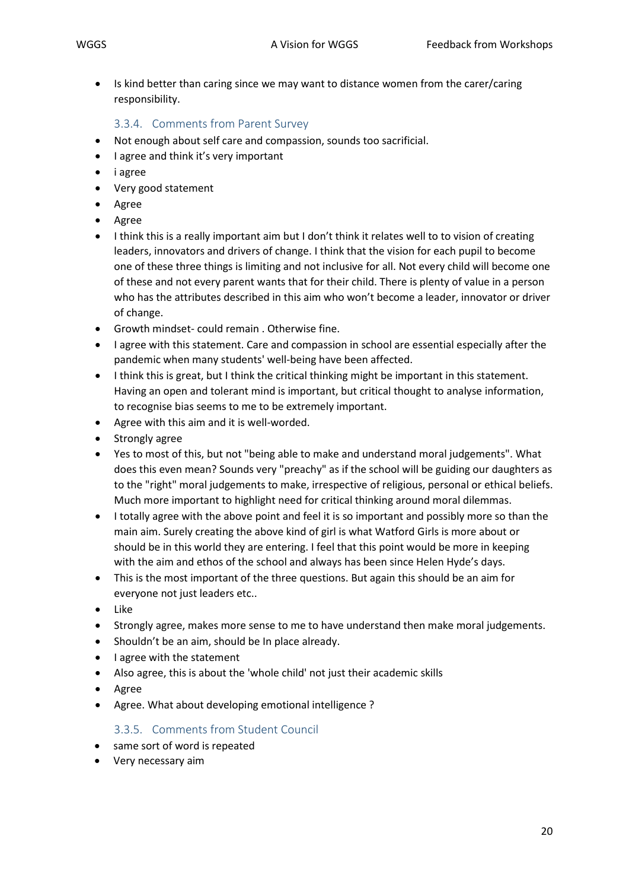- Is kind better than caring since we may want to distance women from the carer/caring responsibility.

### 3.3.4. Comments from Parent Survey

- Not enough about self care and compassion, sounds too sacrificial.
- I agree and think it's very important
- i agree
- Very good statement
- Agree
- Agree
- I think this is a really important aim but I don't think it relates well to to vision of creating leaders, innovators and drivers of change. I think that the vision for each pupil to become one of these three things is limiting and not inclusive for all. Not every child will become one of these and not every parent wants that for their child. There is plenty of value in a person who has the attributes described in this aim who won't become a leader, innovator or driver of change.
- Growth mindset- could remain . Otherwise fine.
- I agree with this statement. Care and compassion in school are essential especially after the pandemic when many students' well-being have been affected.
- I think this is great, but I think the critical thinking might be important in this statement. Having an open and tolerant mind is important, but critical thought to analyse information, to recognise bias seems to me to be extremely important.
- Agree with this aim and it is well-worded.
- Strongly agree
- Yes to most of this, but not "being able to make and understand moral judgements". What does this even mean? Sounds very "preachy" as if the school will be guiding our daughters as to the "right" moral judgements to make, irrespective of religious, personal or ethical beliefs. Much more important to highlight need for critical thinking around moral dilemmas.
- I totally agree with the above point and feel it is so important and possibly more so than the main aim. Surely creating the above kind of girl is what Watford Girls is more about or should be in this world they are entering. I feel that this point would be more in keeping with the aim and ethos of the school and always has been since Helen Hyde's days.
- This is the most important of the three questions. But again this should be an aim for everyone not just leaders etc..
- Like
- Strongly agree, makes more sense to me to have understand then make moral judgements.
- Shouldn't be an aim, should be In place already.
- I agree with the statement
- Also agree, this is about the 'whole child' not just their academic skills
- Agree
- Agree. What about developing emotional intelligence ?

### 3.3.5. Comments from Student Council

- same sort of word is repeated
- Very necessary aim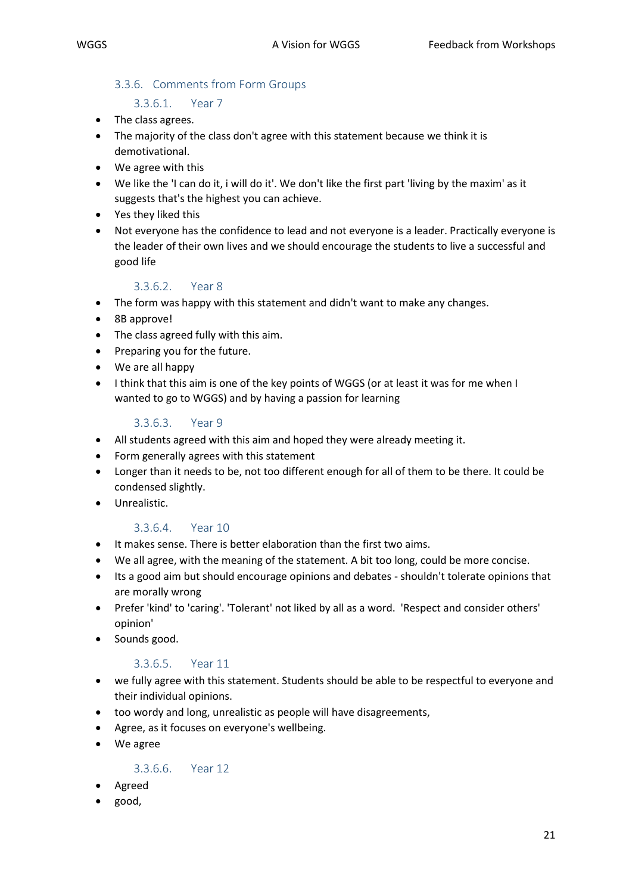### 3.3.6. Comments from Form Groups

#### 3.3.6.1. Year 7

- The class agrees.
- The majority of the class don't agree with this statement because we think it is demotivational.
- We agree with this
- We like the 'I can do it, i will do it'. We don't like the first part 'living by the maxim' as it suggests that's the highest you can achieve.
- Yes they liked this
- Not everyone has the confidence to lead and not everyone is a leader. Practically everyone is the leader of their own lives and we should encourage the students to live a successful and good life

#### 3.3.6.2. Year 8

- The form was happy with this statement and didn't want to make any changes.
- 8B approve!
- The class agreed fully with this aim.
- Preparing you for the future.
- We are all happy
- I think that this aim is one of the key points of WGGS (or at least it was for me when I wanted to go to WGGS) and by having a passion for learning

#### 3.3.6.3. Year 9

- All students agreed with this aim and hoped they were already meeting it.
- Form generally agrees with this statement
- Longer than it needs to be, not too different enough for all of them to be there. It could be condensed slightly.
- Unrealistic.

#### 3.3.6.4. Year 10

- It makes sense. There is better elaboration than the first two aims.
- We all agree, with the meaning of the statement. A bit too long, could be more concise.
- Its a good aim but should encourage opinions and debates - shouldn't tolerate opinions that are morally wrong
- Prefer 'kind' to 'caring'. 'Tolerant' not liked by all as a word. 'Respect and consider others' opinion'
- Sounds good.

#### 3.3.6.5. Year 11

- we fully agree with this statement. Students should be able to be respectful to everyone and their individual opinions.
- too wordy and long, unrealistic as people will have disagreements,
- Agree, as it focuses on everyone's wellbeing.
- We agree

#### 3.3.6.6. Year 12

- Agreed
- good,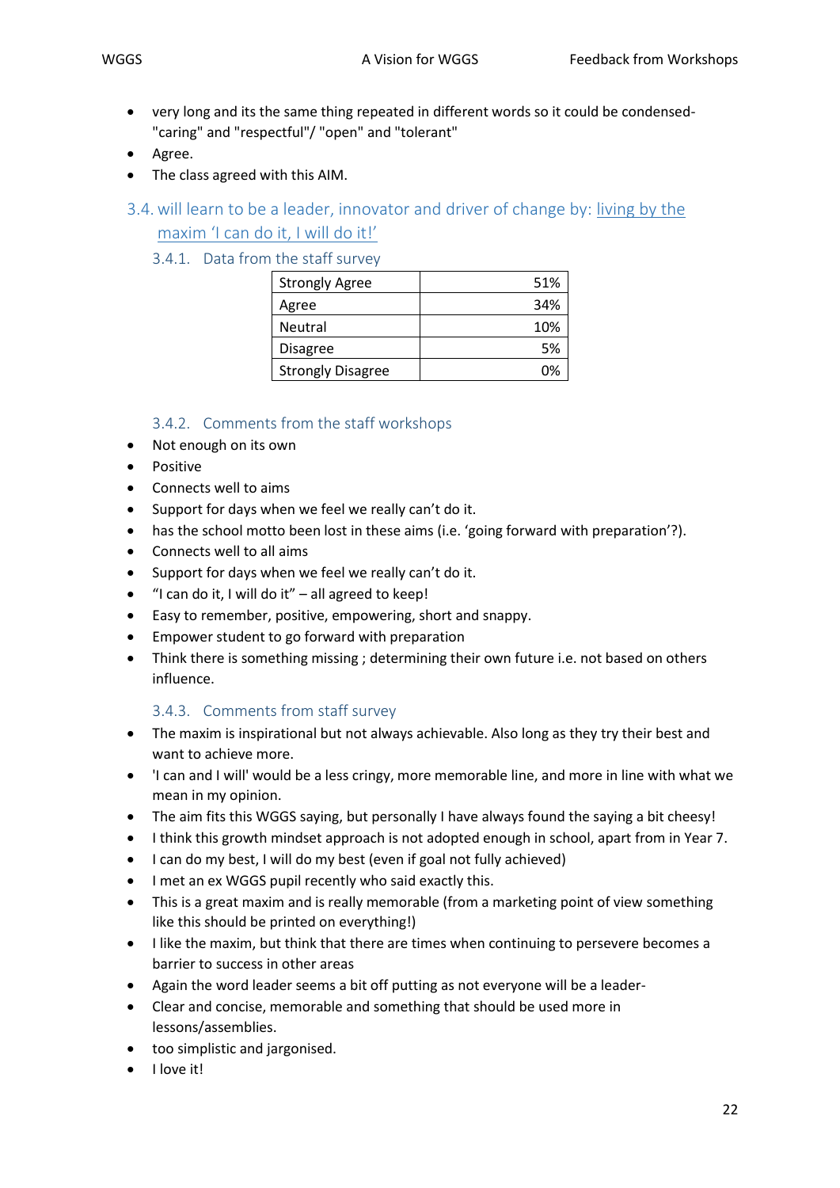- very long and its the same thing repeated in different words so it could be condensed- "caring" and "respectful"/ "open" and "tolerant"
- Agree.
- The class agreed with this AIM.

## 3.4. will learn to be a leader, innovator and driver of change by: living by the maxim 'I can do it, I will do it!'

### 3.4.1. Data from the staff survey

| Strongly Agree | 51% |
|---|---|
| Agree | 34% |
| Neutral | 10% |
| Disagree | 5% |
| Strongly Disagree | 0% |

### 3.4.2. Comments from the staff workshops

- Not enough on its own
- Positive
- Connects well to aims
- Support for days when we feel we really can't do it.
- has the school motto been lost in these aims (i.e. 'going forward with preparation'?).
- Connects well to all aims
- Support for days when we feel we really can't do it.
- "I can do it, I will do it" – all agreed to keep!
- Easy to remember, positive, empowering, short and snappy.
- Empower student to go forward with preparation
- Think there is something missing ; determining their own future i.e. not based on others influence.

### 3.4.3. Comments from staff survey

- The maxim is inspirational but not always achievable. Also long as they try their best and want to achieve more.
- 'I can and I will' would be a less cringy, more memorable line, and more in line with what we mean in my opinion.
- The aim fits this WGGS saying, but personally I have always found the saying a bit cheesy!
- I think this growth mindset approach is not adopted enough in school, apart from in Year 7.
- I can do my best, I will do my best (even if goal not fully achieved)
- I met an ex WGGS pupil recently who said exactly this.
- This is a great maxim and is really memorable (from a marketing point of view something like this should be printed on everything!)
- I like the maxim, but think that there are times when continuing to persevere becomes a barrier to success in other areas
- Again the word leader seems a bit off putting as not everyone will be a leader-
- Clear and concise, memorable and something that should be used more in lessons/assemblies.
- too simplistic and jargonised.
- I love it!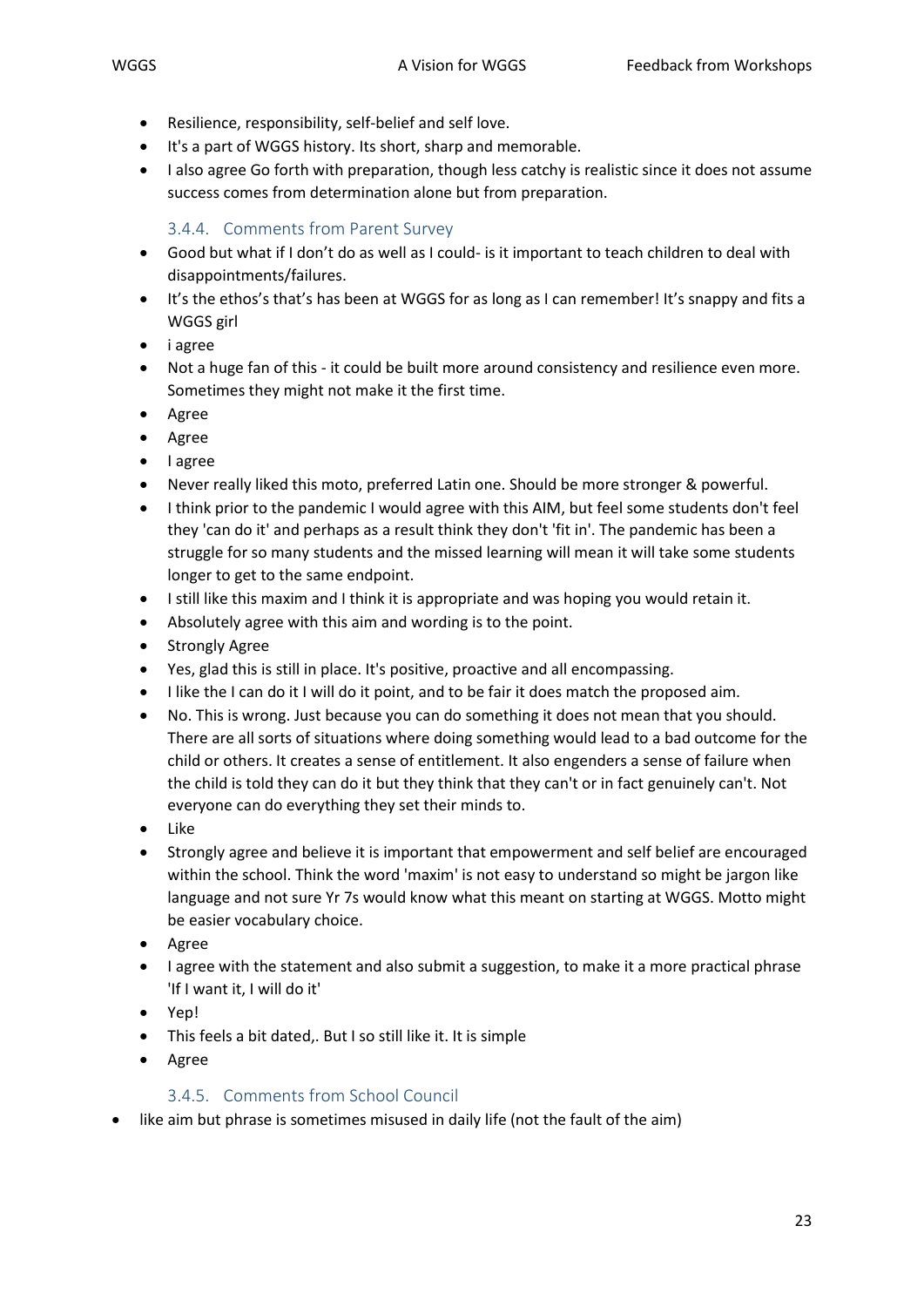- Resilience, responsibility, self-belief and self love.
- It's a part of WGGS history. Its short, sharp and memorable.
- I also agree Go forth with preparation, though less catchy is realistic since it does not assume success comes from determination alone but from preparation.

### 3.4.4. Comments from Parent Survey

- Good but what if I don't do as well as I could- is it important to teach children to deal with disappointments/failures.
- It's the ethos's that's has been at WGGS for as long as I can remember! It's snappy and fits a WGGS girl
- i agree
- Not a huge fan of this - it could be built more around consistency and resilience even more. Sometimes they might not make it the first time.
- Agree
- Agree
- I agree
- Never really liked this moto, preferred Latin one. Should be more stronger & powerful.
- I think prior to the pandemic I would agree with this AIM, but feel some students don't feel they 'can do it' and perhaps as a result think they don't 'fit in'. The pandemic has been a struggle for so many students and the missed learning will mean it will take some students longer to get to the same endpoint.
- I still like this maxim and I think it is appropriate and was hoping you would retain it.
- Absolutely agree with this aim and wording is to the point.
- Strongly Agree
- Yes, glad this is still in place. It's positive, proactive and all encompassing.
- I like the I can do it I will do it point, and to be fair it does match the proposed aim.
- No. This is wrong. Just because you can do something it does not mean that you should. There are all sorts of situations where doing something would lead to a bad outcome for the child or others. It creates a sense of entitlement. It also engenders a sense of failure when the child is told they can do it but they think that they can't or in fact genuinely can't. Not everyone can do everything they set their minds to.
- Like
- Strongly agree and believe it is important that empowerment and self belief are encouraged within the school. Think the word 'maxim' is not easy to understand so might be jargon like language and not sure Yr 7s would know what this meant on starting at WGGS. Motto might be easier vocabulary choice.
- Agree
- I agree with the statement and also submit a suggestion, to make it a more practical phrase 'If I want it, I will do it'
- Yep!
- This feels a bit dated,. But I so still like it. It is simple
- Agree

### 3.4.5. Comments from School Council

- like aim but phrase is sometimes misused in daily life (not the fault of the aim)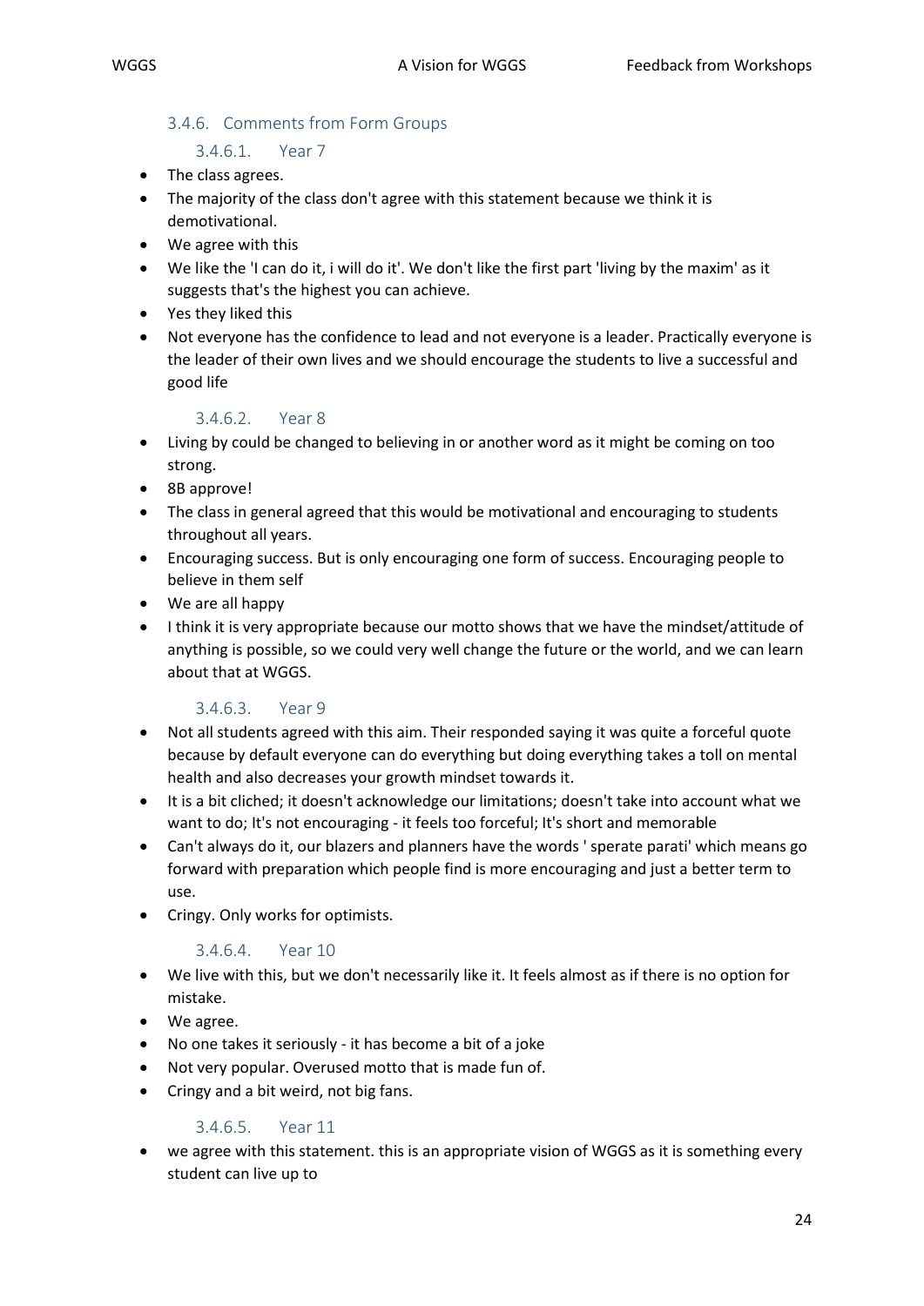### 3.4.6. Comments from Form Groups

#### 3.4.6.1. Year 7

- The class agrees.
- The majority of the class don't agree with this statement because we think it is demotivational.
- We agree with this
- We like the 'I can do it, i will do it'. We don't like the first part 'living by the maxim' as it suggests that's the highest you can achieve.
- Yes they liked this
- Not everyone has the confidence to lead and not everyone is a leader. Practically everyone is the leader of their own lives and we should encourage the students to live a successful and good life

#### 3.4.6.2. Year 8

- Living by could be changed to believing in or another word as it might be coming on too strong.
- 8B approve!
- The class in general agreed that this would be motivational and encouraging to students throughout all years.
- Encouraging success. But is only encouraging one form of success. Encouraging people to believe in them self
- We are all happy
- I think it is very appropriate because our motto shows that we have the mindset/attitude of anything is possible, so we could very well change the future or the world, and we can learn about that at WGGS.

#### 3.4.6.3. Year 9

- Not all students agreed with this aim. Their responded saying it was quite a forceful quote because by default everyone can do everything but doing everything takes a toll on mental health and also decreases your growth mindset towards it.
- It is a bit cliched; it doesn't acknowledge our limitations; doesn't take into account what we want to do; It's not encouraging - it feels too forceful; It's short and memorable
- Can't always do it, our blazers and planners have the words ' sperate parati' which means go forward with preparation which people find is more encouraging and just a better term to use.
- Cringy. Only works for optimists.

#### 3.4.6.4. Year 10

- We live with this, but we don't necessarily like it. It feels almost as if there is no option for mistake.
- We agree.
- No one takes it seriously - it has become a bit of a joke
- Not very popular. Overused motto that is made fun of.
- Cringy and a bit weird, not big fans.

#### 3.4.6.5. Year 11

- we agree with this statement. this is an appropriate vision of WGGS as it is something every student can live up to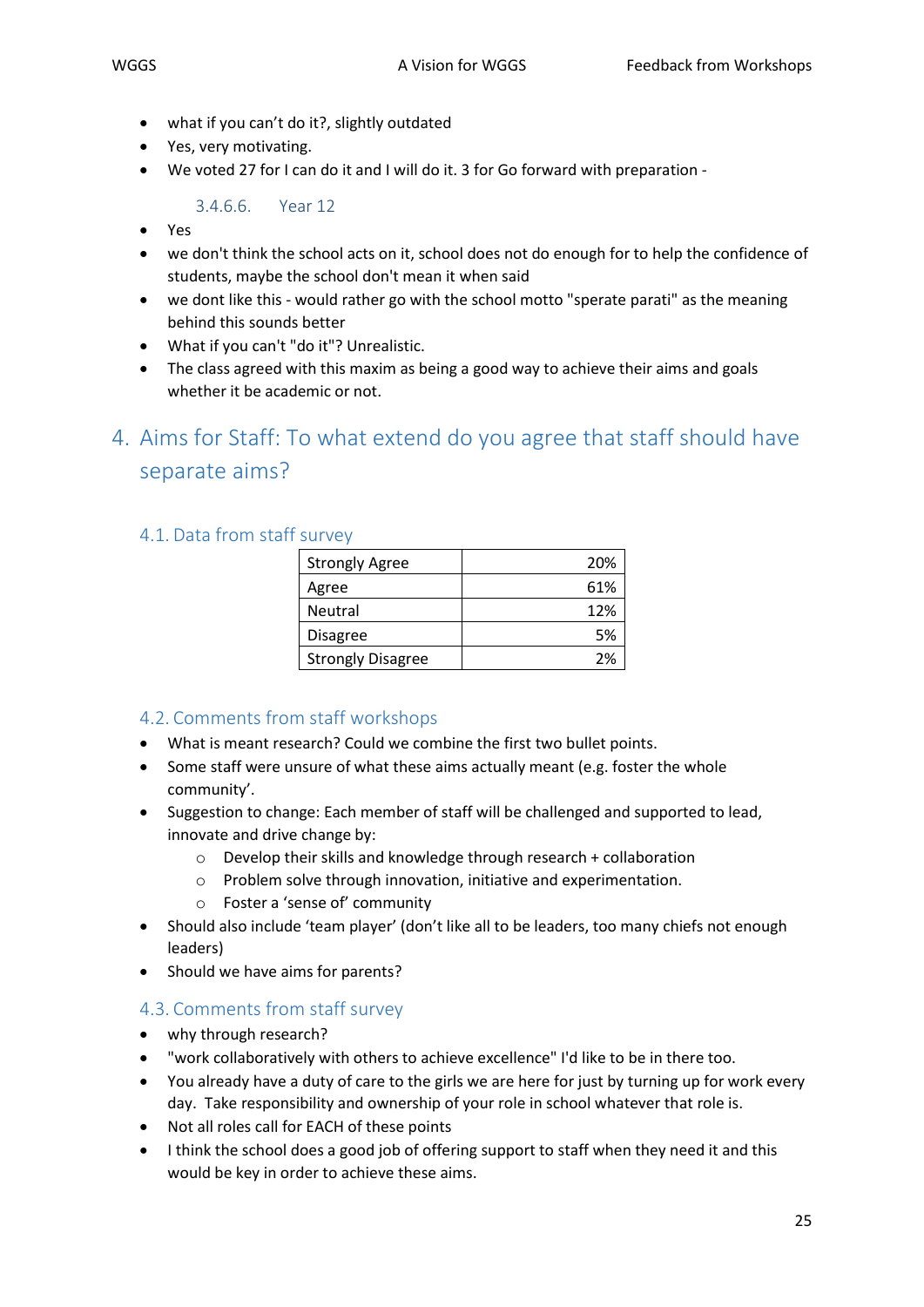- what if you can't do it?, slightly outdated
- Yes, very motivating.
- We voted 27 for I can do it and I will do it. 3 for Go forward with preparation -

#### 3.4.6.6. Year 12

- Yes
- we don't think the school acts on it, school does not do enough for to help the confidence of students, maybe the school don't mean it when said
- we dont like this - would rather go with the school motto "sperate parati" as the meaning behind this sounds better
- What if you can't "do it"? Unrealistic.
- The class agreed with this maxim as being a good way to achieve their aims and goals whether it be academic or not.

# 4. Aims for Staff: To what extend do you agree that staff should have separate aims?

## 4.1. Data from staff survey

| | |
|---|---:|
| Strongly Agree | 20% |
| Agree | 61% |
| Neutral | 12% |
| Disagree | 5% |
| Strongly Disagree | 2% |

## 4.2. Comments from staff workshops

- What is meant research? Could we combine the first two bullet points.
- Some staff were unsure of what these aims actually meant (e.g. foster the whole community'.
- Suggestion to change: Each member of staff will be challenged and supported to lead, innovate and drive change by:
    - Develop their skills and knowledge through research + collaboration
    - Problem solve through innovation, initiative and experimentation.
    - Foster a 'sense of' community
- Should also include 'team player' (don't like all to be leaders, too many chiefs not enough leaders)
- Should we have aims for parents?

## 4.3. Comments from staff survey

- why through research?
- "work collaboratively with others to achieve excellence" I'd like to be in there too.
- You already have a duty of care to the girls we are here for just by turning up for work every day. Take responsibility and ownership of your role in school whatever that role is.
- Not all roles call for EACH of these points
- I think the school does a good job of offering support to staff when they need it and this would be key in order to achieve these aims.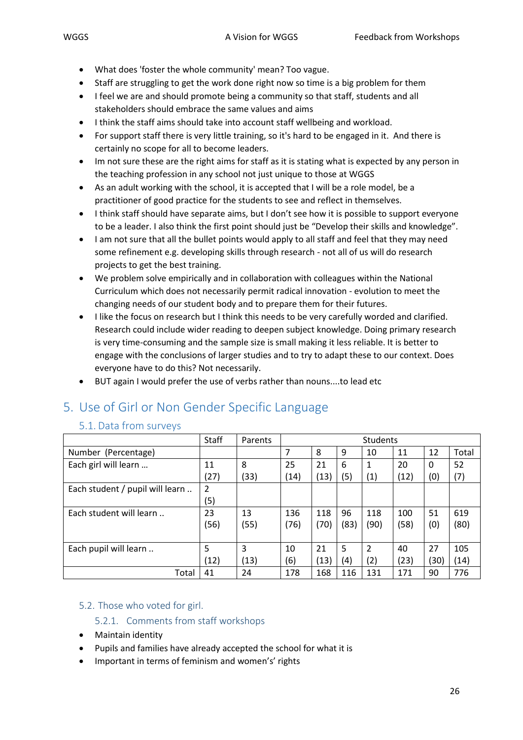- What does 'foster the whole community' mean? Too vague.
- Staff are struggling to get the work done right now so time is a big problem for them
- I feel we are and should promote being a community so that staff, students and all stakeholders should embrace the same values and aims
- I think the staff aims should take into account staff wellbeing and workload.
- For support staff there is very little training, so it's hard to be engaged in it. And there is certainly no scope for all to become leaders.
- Im not sure these are the right aims for staff as it is stating what is expected by any person in the teaching profession in any school not just unique to those at WGGS
- As an adult working with the school, it is accepted that I will be a role model, be a practitioner of good practice for the students to see and reflect in themselves.
- I think staff should have separate aims, but I don't see how it is possible to support everyone to be a leader. I also think the first point should just be "Develop their skills and knowledge".
- I am not sure that all the bullet points would apply to all staff and feel that they may need some refinement e.g. developing skills through research - not all of us will do research projects to get the best training.
- We problem solve empirically and in collaboration with colleagues within the National Curriculum which does not necessarily permit radical innovation - evolution to meet the changing needs of our student body and to prepare them for their futures.
- I like the focus on research but I think this needs to be very carefully worded and clarified. Research could include wider reading to deepen subject knowledge. Doing primary research is very time-consuming and the sample size is small making it less reliable. It is better to engage with the conclusions of larger studies and to try to adapt these to our context. Does everyone have to do this? Not necessarily.
- BUT again I would prefer the use of verbs rather than nouns....to lead etc

# 5. Use of Girl or Non Gender Specific Language

## 5.1. Data from surveys

| | Staff | Parents | Students | | | | | | |
|---|---|---|---|---|---|---|---|---|---|
| Number (Percentage) | | | 7 | 8 | 9 | 10 | 11 | 12 | Total |
| Each girl will learn … | 11 (27) | 8 (33) | 25 (14) | 21 (13) | 6 (5) | 1 (1) | 20 (12) | 0 (0) | 52 (7) |
| Each student / pupil will learn .. | 2 (5) | | | | | | | | |
| Each student will learn .. | 23 (56) | 13 (55) | 136 (76) | 118 (70) | 96 (83) | 118 (90) | 100 (58) | 51 (0) | 619 (80) |
| Each pupil will learn .. | 5 (12) | 3 (13) | 10 (6) | 21 (13) | 5 (4) | 2 (2) | 40 (23) | 27 (30) | 105 (14) |
| Total | 41 | 24 | 178 | 168 | 116 | 131 | 171 | 90 | 776 |

## 5.2. Those who voted for girl.

### 5.2.1. Comments from staff workshops

- Maintain identity
- Pupils and families have already accepted the school for what it is
- Important in terms of feminism and women's' rights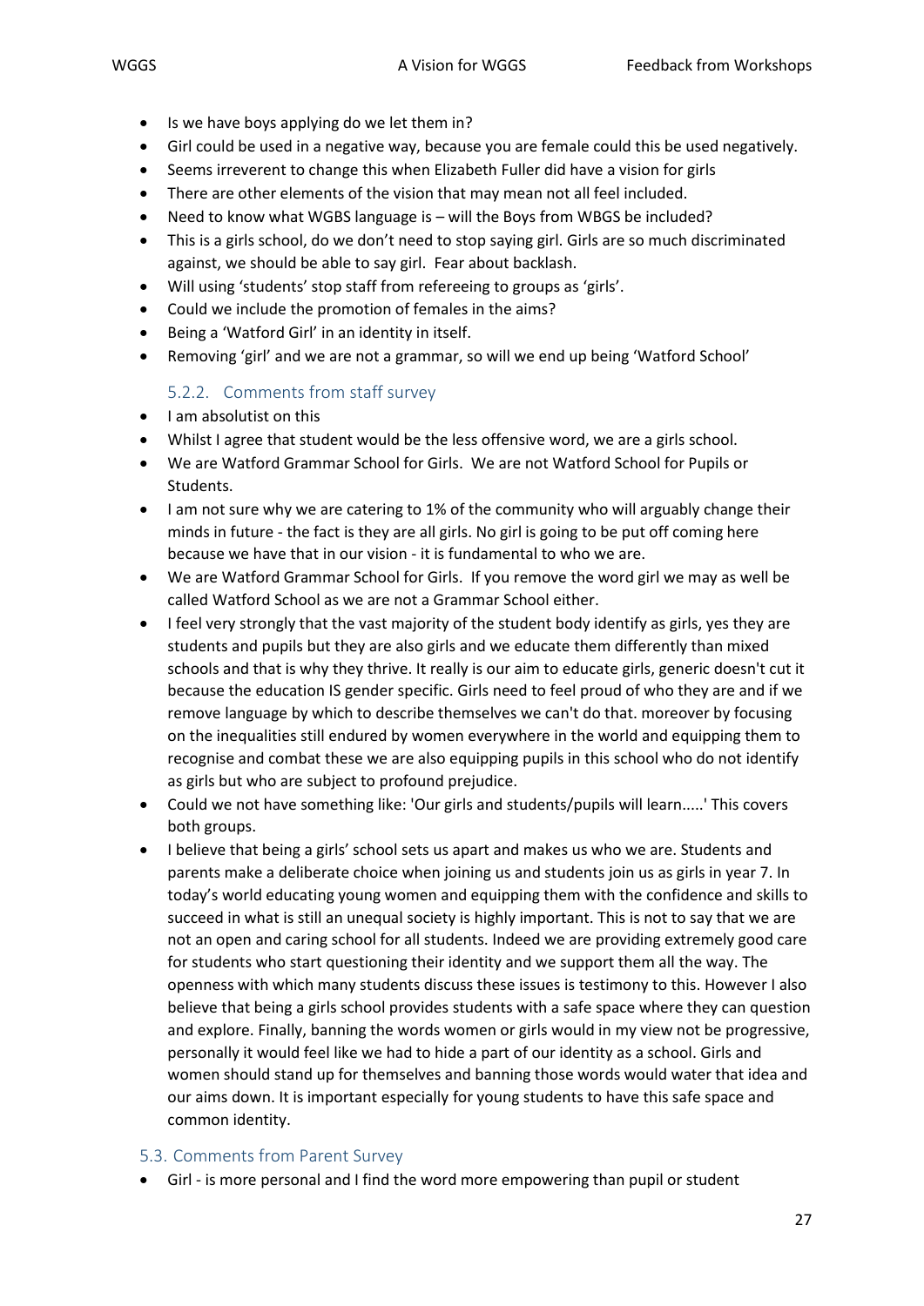- Is we have boys applying do we let them in?
- Girl could be used in a negative way, because you are female could this be used negatively.
- Seems irreverent to change this when Elizabeth Fuller did have a vision for girls
- There are other elements of the vision that may mean not all feel included.
- Need to know what WGBS language is – will the Boys from WBGS be included?
- This is a girls school, do we don't need to stop saying girl. Girls are so much discriminated against, we should be able to say girl. Fear about backlash.
- Will using 'students' stop staff from refereeing to groups as 'girls'.
- Could we include the promotion of females in the aims?
- Being a 'Watford Girl' in an identity in itself.
- Removing 'girl' and we are not a grammar, so will we end up being 'Watford School'

### 5.2.2. Comments from staff survey

- I am absolutist on this
- Whilst I agree that student would be the less offensive word, we are a girls school.
- We are Watford Grammar School for Girls. We are not Watford School for Pupils or Students.
- I am not sure why we are catering to 1% of the community who will arguably change their minds in future - the fact is they are all girls. No girl is going to be put off coming here because we have that in our vision - it is fundamental to who we are.
- We are Watford Grammar School for Girls. If you remove the word girl we may as well be called Watford School as we are not a Grammar School either.
- I feel very strongly that the vast majority of the student body identify as girls, yes they are students and pupils but they are also girls and we educate them differently than mixed schools and that is why they thrive. It really is our aim to educate girls, generic doesn't cut it because the education IS gender specific. Girls need to feel proud of who they are and if we remove language by which to describe themselves we can't do that. moreover by focusing on the inequalities still endured by women everywhere in the world and equipping them to recognise and combat these we are also equipping pupils in this school who do not identify as girls but who are subject to profound prejudice.
- Could we not have something like: 'Our girls and students/pupils will learn.....' This covers both groups.
- I believe that being a girls' school sets us apart and makes us who we are. Students and parents make a deliberate choice when joining us and students join us as girls in year 7. In today's world educating young women and equipping them with the confidence and skills to succeed in what is still an unequal society is highly important. This is not to say that we are not an open and caring school for all students. Indeed we are providing extremely good care for students who start questioning their identity and we support them all the way. The openness with which many students discuss these issues is testimony to this. However I also believe that being a girls school provides students with a safe space where they can question and explore. Finally, banning the words women or girls would in my view not be progressive, personally it would feel like we had to hide a part of our identity as a school. Girls and women should stand up for themselves and banning those words would water that idea and our aims down. It is important especially for young students to have this safe space and common identity.

## 5.3. Comments from Parent Survey

- Girl - is more personal and I find the word more empowering than pupil or student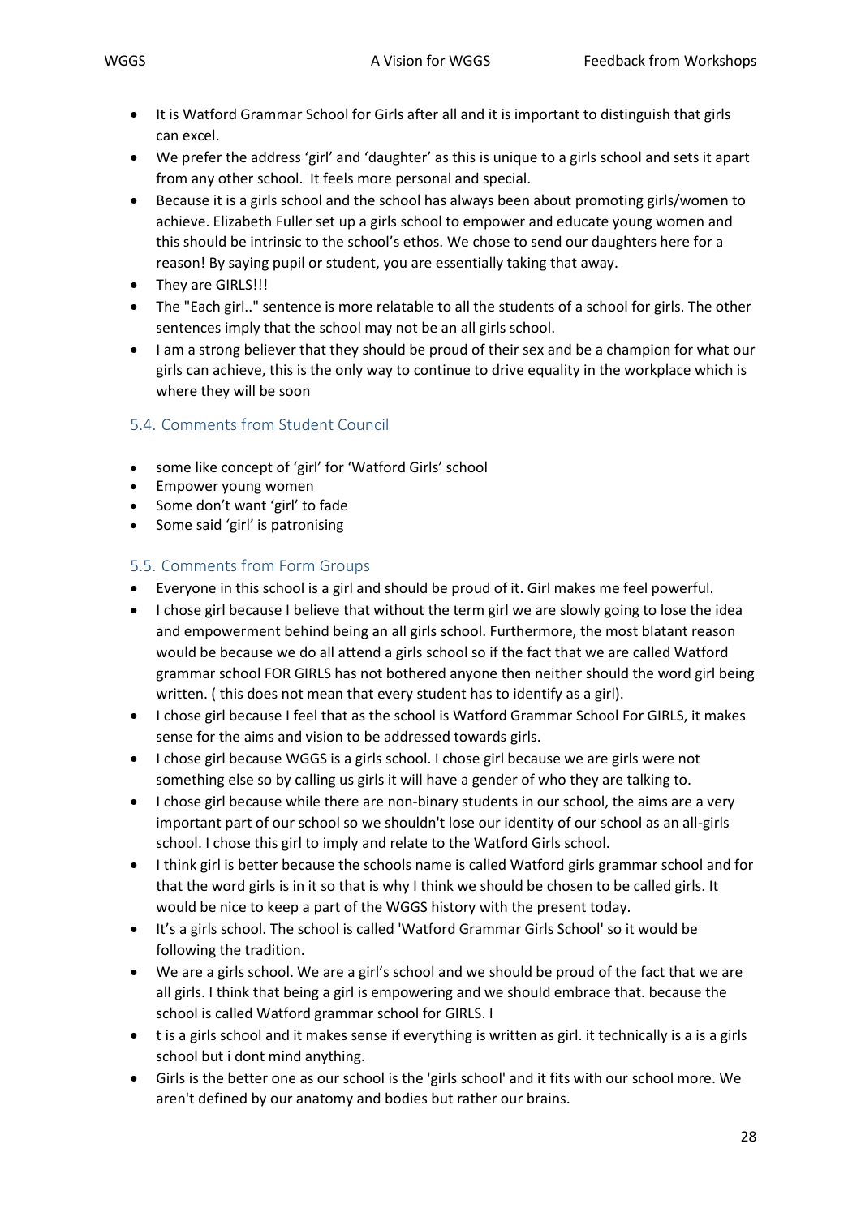- It is Watford Grammar School for Girls after all and it is important to distinguish that girls can excel.
- We prefer the address 'girl' and 'daughter' as this is unique to a girls school and sets it apart from any other school. It feels more personal and special.
- Because it is a girls school and the school has always been about promoting girls/women to achieve. Elizabeth Fuller set up a girls school to empower and educate young women and this should be intrinsic to the school's ethos. We chose to send our daughters here for a reason! By saying pupil or student, you are essentially taking that away.
- They are GIRLS!!!
- The "Each girl.." sentence is more relatable to all the students of a school for girls. The other sentences imply that the school may not be an all girls school.
- I am a strong believer that they should be proud of their sex and be a champion for what our girls can achieve, this is the only way to continue to drive equality in the workplace which is where they will be soon

## 5.4. Comments from Student Council

- some like concept of 'girl' for 'Watford Girls' school
- Empower young women
- Some don't want 'girl' to fade
- Some said 'girl' is patronising

## 5.5. Comments from Form Groups

- Everyone in this school is a girl and should be proud of it. Girl makes me feel powerful.
- I chose girl because I believe that without the term girl we are slowly going to lose the idea and empowerment behind being an all girls school. Furthermore, the most blatant reason would be because we do all attend a girls school so if the fact that we are called Watford grammar school FOR GIRLS has not bothered anyone then neither should the word girl being written. ( this does not mean that every student has to identify as a girl).
- I chose girl because I feel that as the school is Watford Grammar School For GIRLS, it makes sense for the aims and vision to be addressed towards girls.
- I chose girl because WGGS is a girls school. I chose girl because we are girls were not something else so by calling us girls it will have a gender of who they are talking to.
- I chose girl because while there are non-binary students in our school, the aims are a very important part of our school so we shouldn't lose our identity of our school as an all-girls school. I chose this girl to imply and relate to the Watford Girls school.
- I think girl is better because the schools name is called Watford girls grammar school and for that the word girls is in it so that is why I think we should be chosen to be called girls. It would be nice to keep a part of the WGGS history with the present today.
- It's a girls school. The school is called 'Watford Grammar Girls School' so it would be following the tradition.
- We are a girls school. We are a girl's school and we should be proud of the fact that we are all girls. I think that being a girl is empowering and we should embrace that. because the school is called Watford grammar school for GIRLS. I
- t is a girls school and it makes sense if everything is written as girl. it technically is a is a girls school but i dont mind anything.
- Girls is the better one as our school is the 'girls school' and it fits with our school more. We aren't defined by our anatomy and bodies but rather our brains.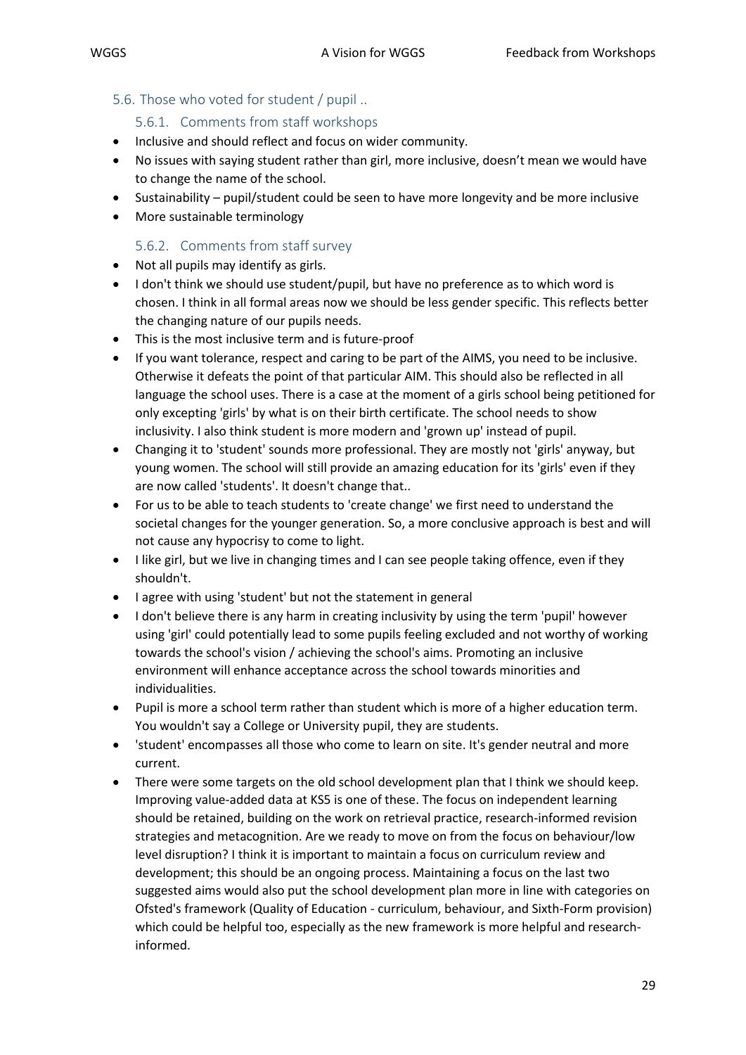## 5.6. Those who voted for student / pupil ..

### 5.6.1. Comments from staff workshops

- Inclusive and should reflect and focus on wider community.
- No issues with saying student rather than girl, more inclusive, doesn't mean we would have to change the name of the school.
- Sustainability – pupil/student could be seen to have more longevity and be more inclusive
- More sustainable terminology

### 5.6.2. Comments from staff survey

- Not all pupils may identify as girls.
- I don't think we should use student/pupil, but have no preference as to which word is chosen. I think in all formal areas now we should be less gender specific. This reflects better the changing nature of our pupils needs.
- This is the most inclusive term and is future-proof
- If you want tolerance, respect and caring to be part of the AIMS, you need to be inclusive. Otherwise it defeats the point of that particular AIM. This should also be reflected in all language the school uses. There is a case at the moment of a girls school being petitioned for only excepting 'girls' by what is on their birth certificate. The school needs to show inclusivity. I also think student is more modern and 'grown up' instead of pupil.
- Changing it to 'student' sounds more professional. They are mostly not 'girls' anyway, but young women. The school will still provide an amazing education for its 'girls' even if they are now called 'students'. It doesn't change that..
- For us to be able to teach students to 'create change' we first need to understand the societal changes for the younger generation. So, a more conclusive approach is best and will not cause any hypocrisy to come to light.
- I like girl, but we live in changing times and I can see people taking offence, even if they shouldn't.
- I agree with using 'student' but not the statement in general
- I don't believe there is any harm in creating inclusivity by using the term 'pupil' however using 'girl' could potentially lead to some pupils feeling excluded and not worthy of working towards the school's vision / achieving the school's aims. Promoting an inclusive environment will enhance acceptance across the school towards minorities and individualities.
- Pupil is more a school term rather than student which is more of a higher education term. You wouldn't say a College or University pupil, they are students.
- 'student' encompasses all those who come to learn on site. It's gender neutral and more current.
- There were some targets on the old school development plan that I think we should keep. Improving value-added data at KS5 is one of these. The focus on independent learning should be retained, building on the work on retrieval practice, research-informed revision strategies and metacognition. Are we ready to move on from the focus on behaviour/low level disruption? I think it is important to maintain a focus on curriculum review and development; this should be an ongoing process. Maintaining a focus on the last two suggested aims would also put the school development plan more in line with categories on Ofsted's framework (Quality of Education - curriculum, behaviour, and Sixth-Form provision) which could be helpful too, especially as the new framework is more helpful and research-informed.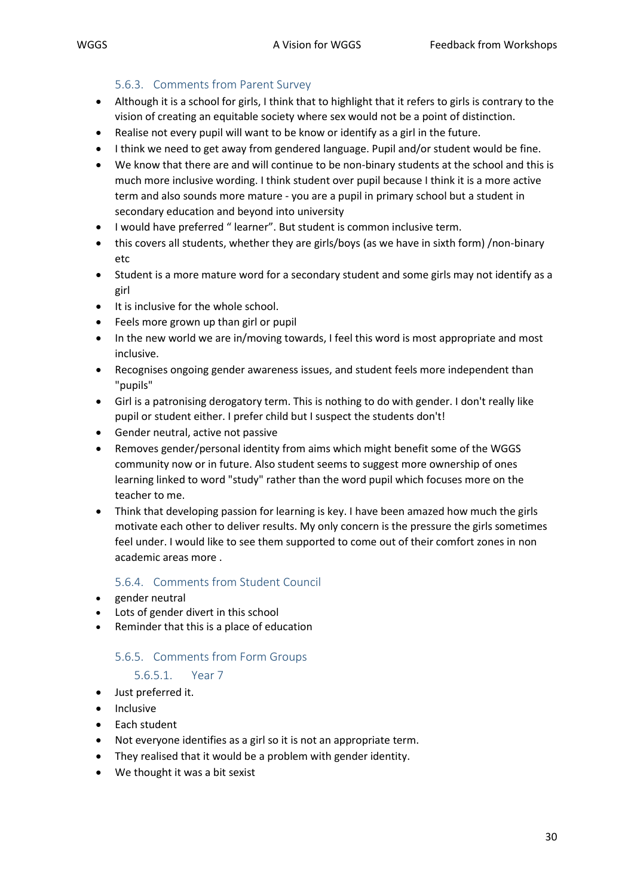### 5.6.3. Comments from Parent Survey

- Although it is a school for girls, I think that to highlight that it refers to girls is contrary to the vision of creating an equitable society where sex would not be a point of distinction.
- Realise not every pupil will want to be know or identify as a girl in the future.
- I think we need to get away from gendered language. Pupil and/or student would be fine.
- We know that there are and will continue to be non-binary students at the school and this is much more inclusive wording. I think student over pupil because I think it is a more active term and also sounds more mature - you are a pupil in primary school but a student in secondary education and beyond into university
- I would have preferred " learner". But student is common inclusive term.
- this covers all students, whether they are girls/boys (as we have in sixth form) /non-binary etc
- Student is a more mature word for a secondary student and some girls may not identify as a girl
- It is inclusive for the whole school.
- Feels more grown up than girl or pupil
- In the new world we are in/moving towards, I feel this word is most appropriate and most inclusive.
- Recognises ongoing gender awareness issues, and student feels more independent than "pupils"
- Girl is a patronising derogatory term. This is nothing to do with gender. I don't really like pupil or student either. I prefer child but I suspect the students don't!
- Gender neutral, active not passive
- Removes gender/personal identity from aims which might benefit some of the WGGS community now or in future. Also student seems to suggest more ownership of ones learning linked to word "study" rather than the word pupil which focuses more on the teacher to me.
- Think that developing passion for learning is key. I have been amazed how much the girls motivate each other to deliver results. My only concern is the pressure the girls sometimes feel under. I would like to see them supported to come out of their comfort zones in non academic areas more .

### 5.6.4. Comments from Student Council

- gender neutral
- Lots of gender divert in this school
- Reminder that this is a place of education

### 5.6.5. Comments from Form Groups

#### 5.6.5.1. Year 7

- Just preferred it.
- Inclusive
- Each student
- Not everyone identifies as a girl so it is not an appropriate term.
- They realised that it would be a problem with gender identity.
- We thought it was a bit sexist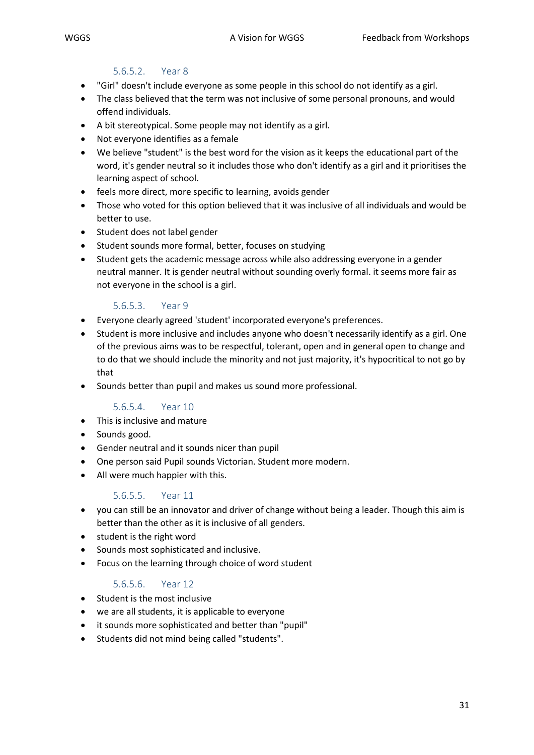#### 5.6.5.2. Year 8

- "Girl" doesn't include everyone as some people in this school do not identify as a girl.
- The class believed that the term was not inclusive of some personal pronouns, and would offend individuals.
- A bit stereotypical. Some people may not identify as a girl.
- Not everyone identifies as a female
- We believe "student" is the best word for the vision as it keeps the educational part of the word, it's gender neutral so it includes those who don't identify as a girl and it prioritises the learning aspect of school.
- feels more direct, more specific to learning, avoids gender
- Those who voted for this option believed that it was inclusive of all individuals and would be better to use.
- Student does not label gender
- Student sounds more formal, better, focuses on studying
- Student gets the academic message across while also addressing everyone in a gender neutral manner. It is gender neutral without sounding overly formal. it seems more fair as not everyone in the school is a girl.

#### 5.6.5.3. Year 9

- Everyone clearly agreed 'student' incorporated everyone's preferences.
- Student is more inclusive and includes anyone who doesn't necessarily identify as a girl. One of the previous aims was to be respectful, tolerant, open and in general open to change and to do that we should include the minority and not just majority, it's hypocritical to not go by that
- Sounds better than pupil and makes us sound more professional.

#### 5.6.5.4. Year 10

- This is inclusive and mature
- Sounds good.
- Gender neutral and it sounds nicer than pupil
- One person said Pupil sounds Victorian. Student more modern.
- All were much happier with this.

#### 5.6.5.5. Year 11

- you can still be an innovator and driver of change without being a leader. Though this aim is better than the other as it is inclusive of all genders.
- student is the right word
- Sounds most sophisticated and inclusive.
- Focus on the learning through choice of word student

#### 5.6.5.6. Year 12

- Student is the most inclusive
- we are all students, it is applicable to everyone
- it sounds more sophisticated and better than "pupil"
- Students did not mind being called "students".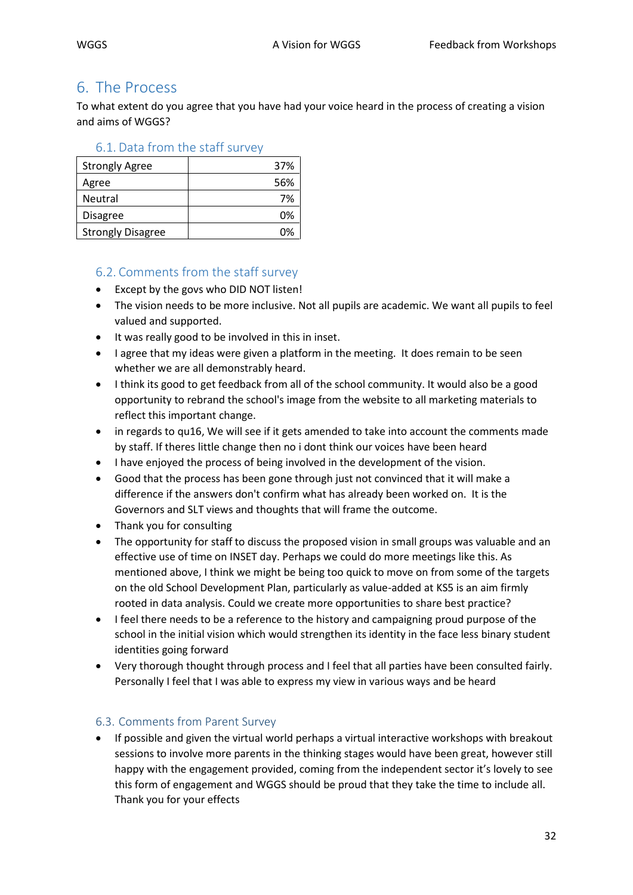## 6. The Process

To what extent do you agree that you have had your voice heard in the process of creating a vision and aims of WGGS?

### 6.1. Data from the staff survey

| | |
|---|---|
| Strongly Agree | 37% |
| Agree | 56% |
| Neutral | 7% |
| Disagree | 0% |
| Strongly Disagree | 0% |

### 6.2. Comments from the staff survey

- Except by the govs who DID NOT listen!
- The vision needs to be more inclusive. Not all pupils are academic. We want all pupils to feel valued and supported.
- It was really good to be involved in this in inset.
- I agree that my ideas were given a platform in the meeting. It does remain to be seen whether we are all demonstrably heard.
- I think its good to get feedback from all of the school community. It would also be a good opportunity to rebrand the school's image from the website to all marketing materials to reflect this important change.
- in regards to qu16, We will see if it gets amended to take into account the comments made by staff. If theres little change then no i dont think our voices have been heard
- I have enjoyed the process of being involved in the development of the vision.
- Good that the process has been gone through just not convinced that it will make a difference if the answers don't confirm what has already been worked on. It is the Governors and SLT views and thoughts that will frame the outcome.
- Thank you for consulting
- The opportunity for staff to discuss the proposed vision in small groups was valuable and an effective use of time on INSET day. Perhaps we could do more meetings like this. As mentioned above, I think we might be being too quick to move on from some of the targets on the old School Development Plan, particularly as value-added at KS5 is an aim firmly rooted in data analysis. Could we create more opportunities to share best practice?
- I feel there needs to be a reference to the history and campaigning proud purpose of the school in the initial vision which would strengthen its identity in the face less binary student identities going forward
- Very thorough thought through process and I feel that all parties have been consulted fairly. Personally I feel that I was able to express my view in various ways and be heard

### 6.3. Comments from Parent Survey

- If possible and given the virtual world perhaps a virtual interactive workshops with breakout sessions to involve more parents in the thinking stages would have been great, however still happy with the engagement provided, coming from the independent sector it's lovely to see this form of engagement and WGGS should be proud that they take the time to include all. Thank you for your effects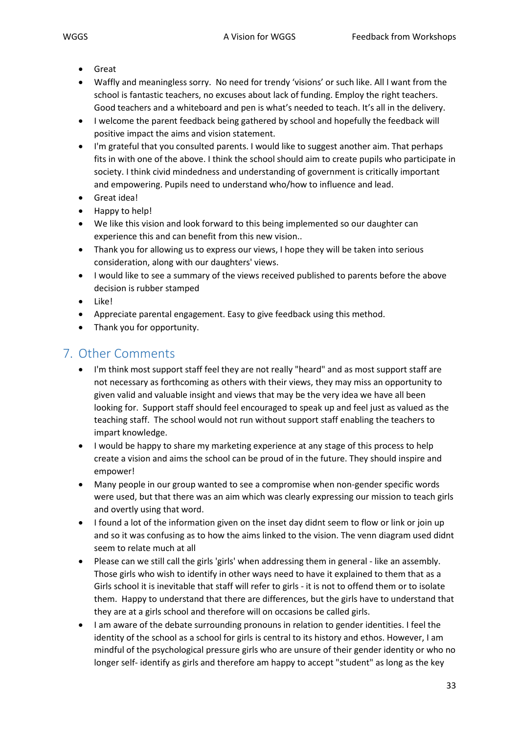- Great
- Waffly and meaningless sorry. No need for trendy 'visions' or such like. All I want from the school is fantastic teachers, no excuses about lack of funding. Employ the right teachers. Good teachers and a whiteboard and pen is what's needed to teach. It's all in the delivery.
- I welcome the parent feedback being gathered by school and hopefully the feedback will positive impact the aims and vision statement.
- I'm grateful that you consulted parents. I would like to suggest another aim. That perhaps fits in with one of the above. I think the school should aim to create pupils who participate in society. I think civid mindedness and understanding of government is critically important and empowering. Pupils need to understand who/how to influence and lead.
- Great idea!
- Happy to help!
- We like this vision and look forward to this being implemented so our daughter can experience this and can benefit from this new vision..
- Thank you for allowing us to express our views, I hope they will be taken into serious consideration, along with our daughters' views.
- I would like to see a summary of the views received published to parents before the above decision is rubber stamped
- Like!
- Appreciate parental engagement. Easy to give feedback using this method.
- Thank you for opportunity.

## 7. Other Comments

- I'm think most support staff feel they are not really "heard" and as most support staff are not necessary as forthcoming as others with their views, they may miss an opportunity to given valid and valuable insight and views that may be the very idea we have all been looking for. Support staff should feel encouraged to speak up and feel just as valued as the teaching staff. The school would not run without support staff enabling the teachers to impart knowledge.
- I would be happy to share my marketing experience at any stage of this process to help create a vision and aims the school can be proud of in the future. They should inspire and empower!
- Many people in our group wanted to see a compromise when non-gender specific words were used, but that there was an aim which was clearly expressing our mission to teach girls and overtly using that word.
- I found a lot of the information given on the inset day didnt seem to flow or link or join up and so it was confusing as to how the aims linked to the vision. The venn diagram used didnt seem to relate much at all
- Please can we still call the girls 'girls' when addressing them in general - like an assembly. Those girls who wish to identify in other ways need to have it explained to them that as a Girls school it is inevitable that staff will refer to girls - it is not to offend them or to isolate them. Happy to understand that there are differences, but the girls have to understand that they are at a girls school and therefore will on occasions be called girls.
- I am aware of the debate surrounding pronouns in relation to gender identities. I feel the identity of the school as a school for girls is central to its history and ethos. However, I am mindful of the psychological pressure girls who are unsure of their gender identity or who no longer self- identify as girls and therefore am happy to accept "student" as long as the key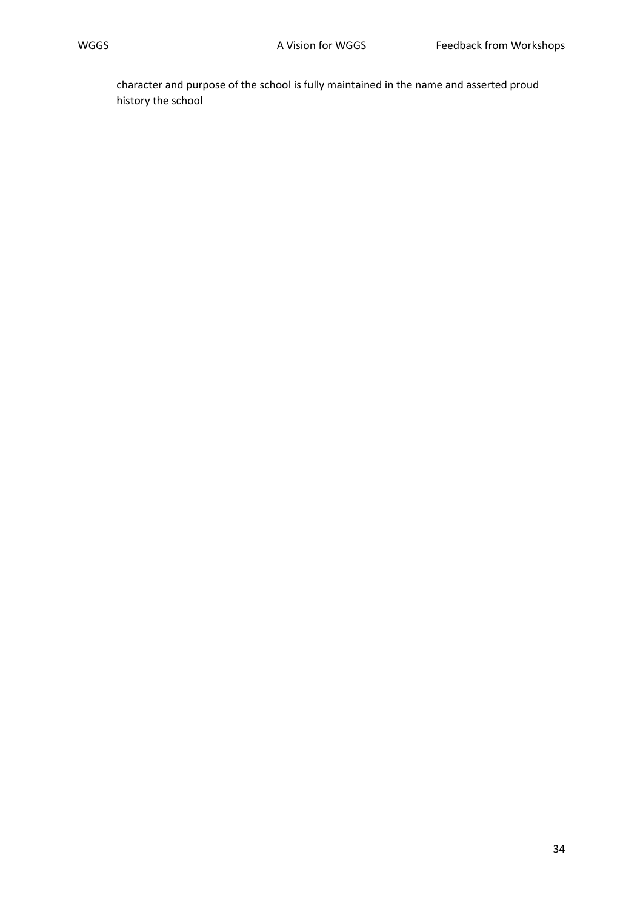character and purpose of the school is fully maintained in the name and asserted proud history the school